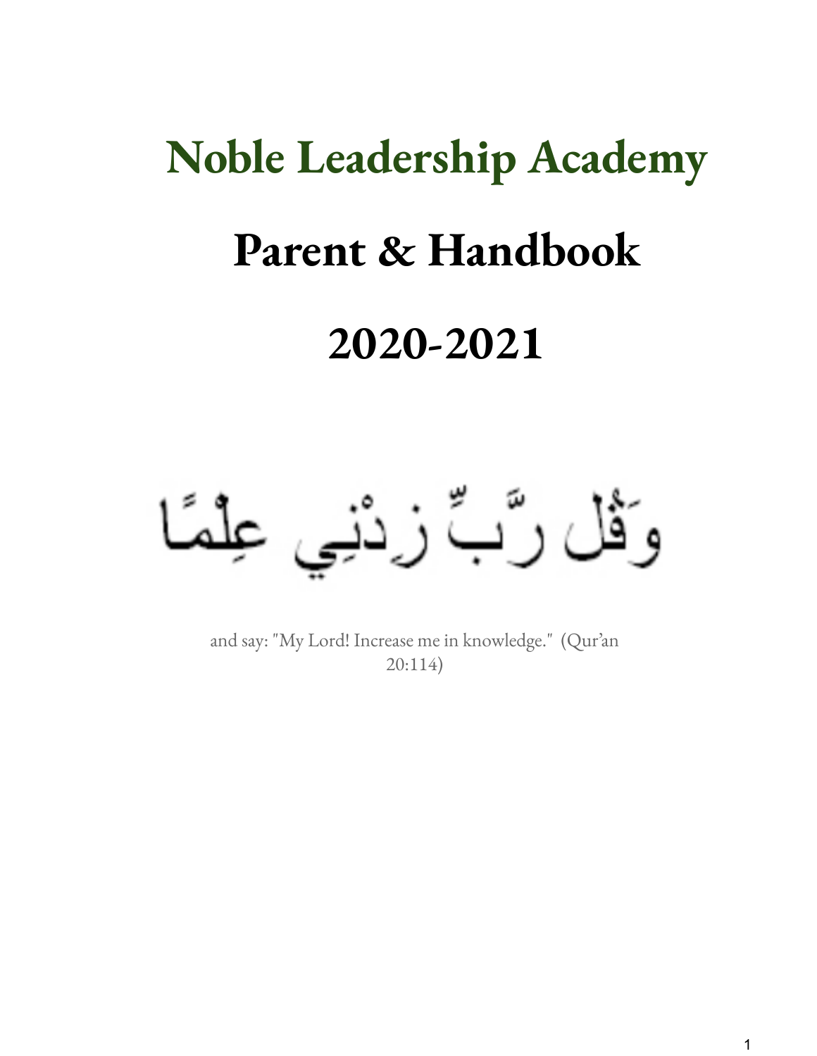# Noble Leadership Academy

# Parent & Handbook

# 2020-2021

وَقُل رَّبِّ زِدْنِي عِلْمًا

and say: "My Lord! Increase me in knowledge." (Qur'an 20:114)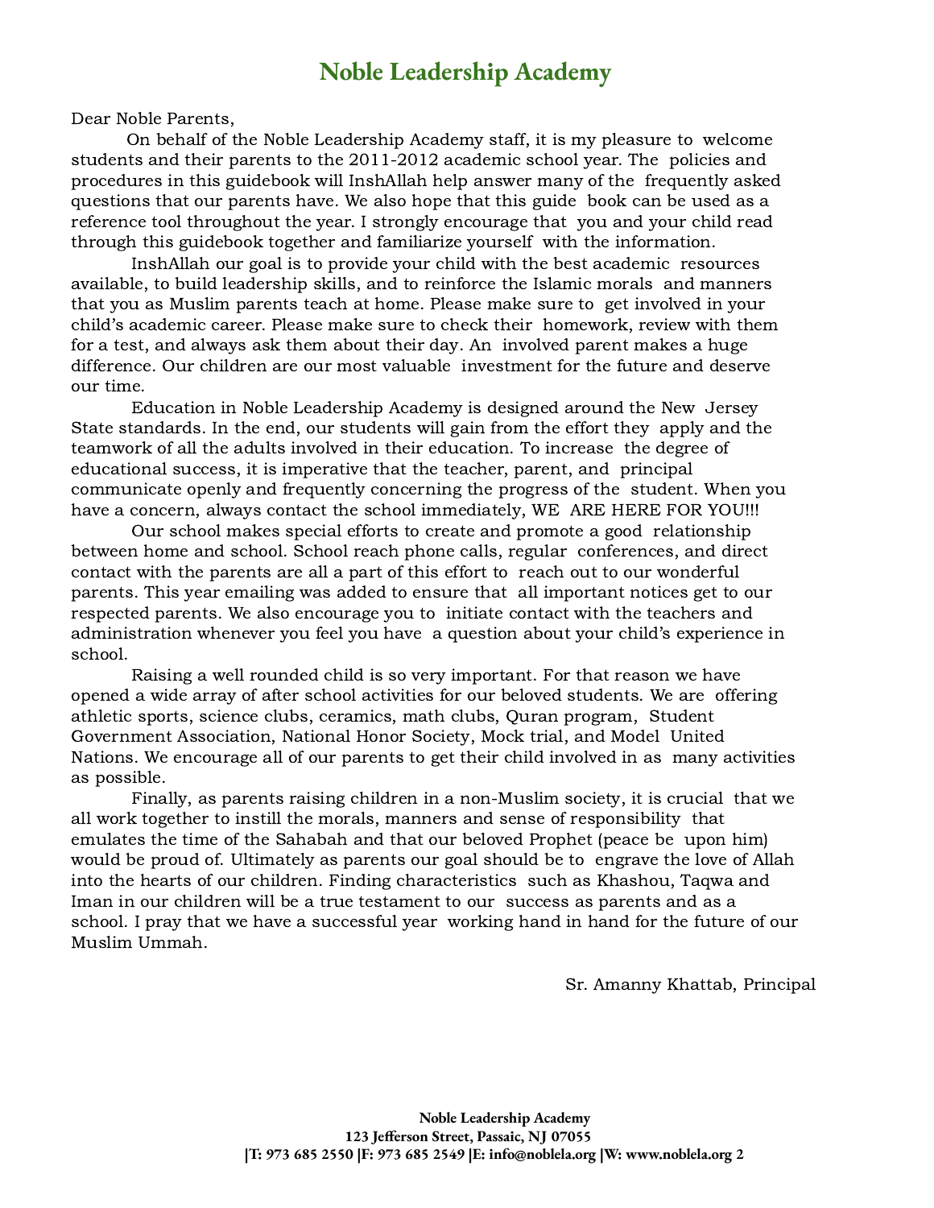# Noble Leadership Academy

Dear Noble Parents,

On behalf of the Noble Leadership Academy staff, it is my pleasure to welcome students and their parents to the 2011-2012 academic school year. The policies and procedures in this guidebook will InshAllah help answer many of the frequently asked questions that our parents have. We also hope that this guide book can be used as a reference tool throughout the year. I strongly encourage that you and your child read through this guidebook together and familiarize yourself with the information.

InshAllah our goal is to provide your child with the best academic resources available, to build leadership skills, and to reinforce the Islamic morals and manners that you as Muslim parents teach at home. Please make sure to get involved in your child's academic career. Please make sure to check their homework, review with them for a test, and always ask them about their day. An involved parent makes a huge difference. Our children are our most valuable investment for the future and deserve our time.

Education in Noble Leadership Academy is designed around the New Jersey State standards. In the end, our students will gain from the effort they apply and the teamwork of all the adults involved in their education. To increase the degree of educational success, it is imperative that the teacher, parent, and principal communicate openly and frequently concerning the progress of the student. When you have a concern, always contact the school immediately, WE ARE HERE FOR YOU!!!

Our school makes special efforts to create and promote a good relationship between home and school. School reach phone calls, regular conferences, and direct contact with the parents are all a part of this effort to reach out to our wonderful parents. This year emailing was added to ensure that all important notices get to our respected parents. We also encourage you to initiate contact with the teachers and administration whenever you feel you have a question about your child's experience in school.

Raising a well rounded child is so very important. For that reason we have opened a wide array of after school activities for our beloved students. We are offering athletic sports, science clubs, ceramics, math clubs, Quran program, Student Government Association, National Honor Society, Mock trial, and Model United Nations. We encourage all of our parents to get their child involved in as many activities as possible.

Finally, as parents raising children in a non-Muslim society, it is crucial that we all work together to instill the morals, manners and sense of responsibility that emulates the time of the Sahabah and that our beloved Prophet (peace be upon him) would be proud of. Ultimately as parents our goal should be to engrave the love of Allah into the hearts of our children. Finding characteristics such as Khashou, Taqwa and Iman in our children will be a true testament to our success as parents and as a school. I pray that we have a successful year working hand in hand for the future of our Muslim Ummah.

Sr. Amanny Khattab, Principal

**Noble Leadership Academy**
**123 Jefferson Street, Passaic, NJ 07055**
**|T: 973 685 2550 |F: 973 685 2549 |E: info@noblela.org |W: www.noblela.org**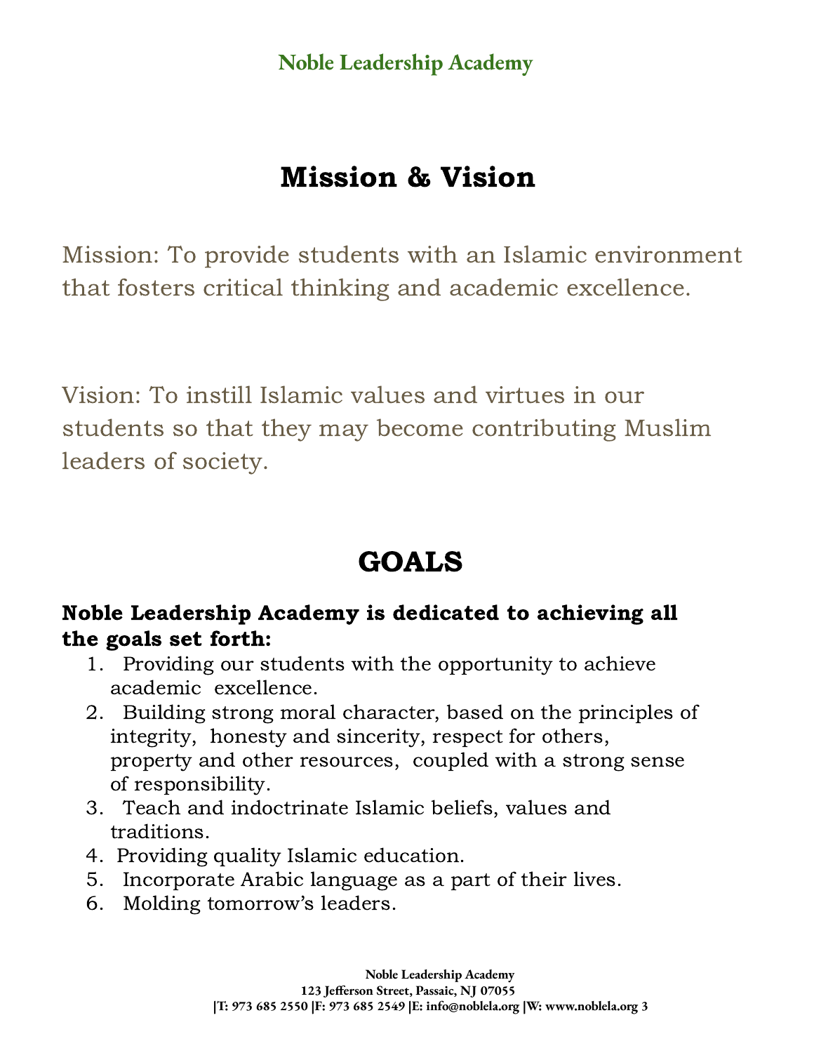# Mission & Vision

Mission: To provide students with an Islamic environment that fosters critical thinking and academic excellence.

Vision: To instill Islamic values and virtues in our students so that they may become contributing Muslim leaders of society.

# GOALS

**Noble Leadership Academy is dedicated to achieving all the goals set forth:**

1. Providing our students with the opportunity to achieve academic excellence.
2. Building strong moral character, based on the principles of integrity, honesty and sincerity, respect for others, property and other resources, coupled with a strong sense of responsibility.
3. Teach and indoctrinate Islamic beliefs, values and traditions.
4. Providing quality Islamic education.
5. Incorporate Arabic language as a part of their lives.
6. Molding tomorrow's leaders.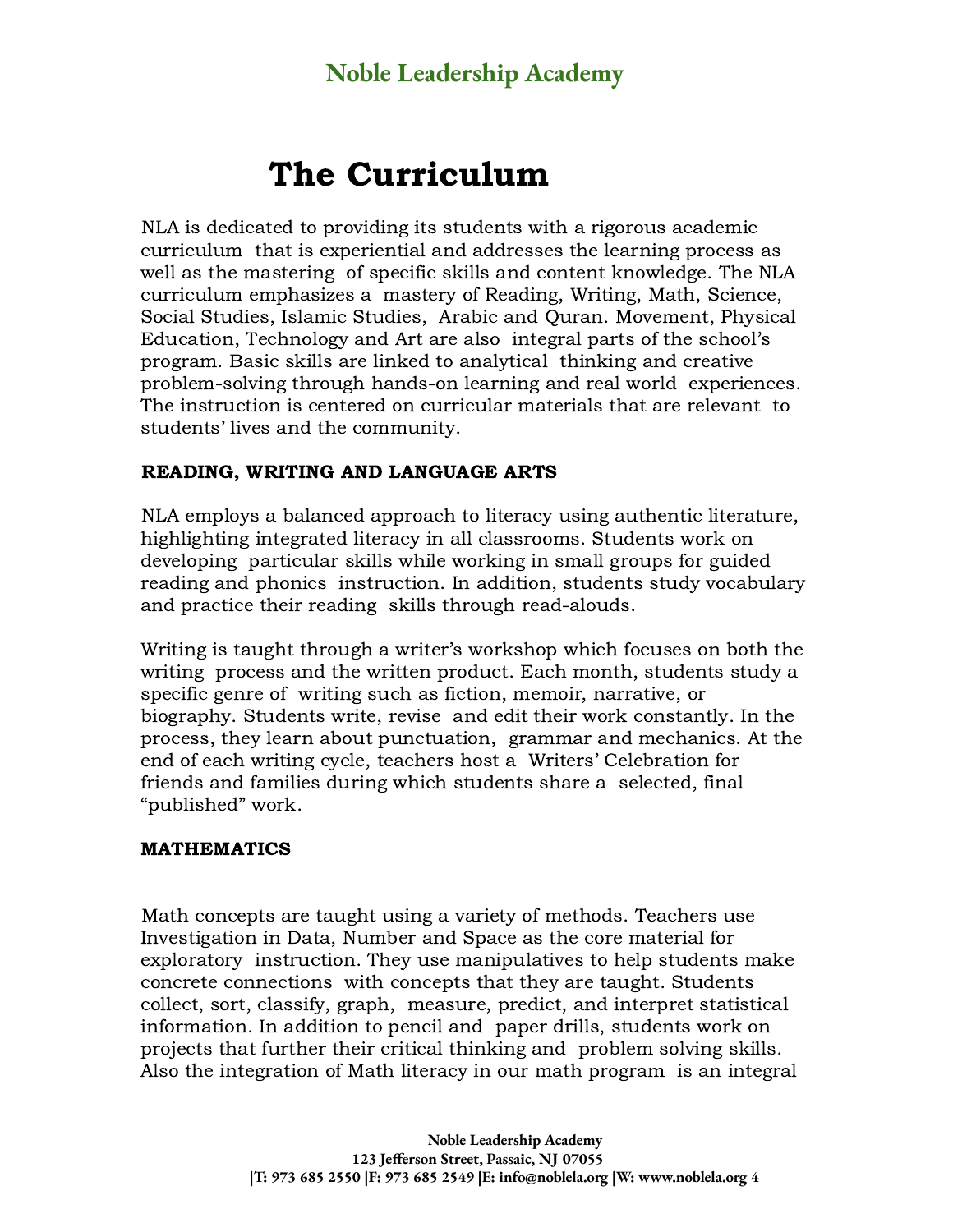# The Curriculum

NLA is dedicated to providing its students with a rigorous academic curriculum that is experiential and addresses the learning process as well as the mastering of specific skills and content knowledge. The NLA curriculum emphasizes a mastery of Reading, Writing, Math, Science, Social Studies, Islamic Studies, Arabic and Quran. Movement, Physical Education, Technology and Art are also integral parts of the school's program. Basic skills are linked to analytical thinking and creative problem-solving through hands-on learning and real world experiences. The instruction is centered on curricular materials that are relevant to students' lives and the community.

**READING, WRITING AND LANGUAGE ARTS**

NLA employs a balanced approach to literacy using authentic literature, highlighting integrated literacy in all classrooms. Students work on developing particular skills while working in small groups for guided reading and phonics instruction. In addition, students study vocabulary and practice their reading skills through read-alouds.

Writing is taught through a writer's workshop which focuses on both the writing process and the written product. Each month, students study a specific genre of writing such as fiction, memoir, narrative, or biography. Students write, revise and edit their work constantly. In the process, they learn about punctuation, grammar and mechanics. At the end of each writing cycle, teachers host a Writers' Celebration for friends and families during which students share a selected, final "published" work.

**MATHEMATICS**

Math concepts are taught using a variety of methods. Teachers use Investigation in Data, Number and Space as the core material for exploratory instruction. They use manipulatives to help students make concrete connections with concepts that they are taught. Students collect, sort, classify, graph, measure, predict, and interpret statistical information. In addition to pencil and paper drills, students work on projects that further their critical thinking and problem solving skills. Also the integration of Math literacy in our math program is an integral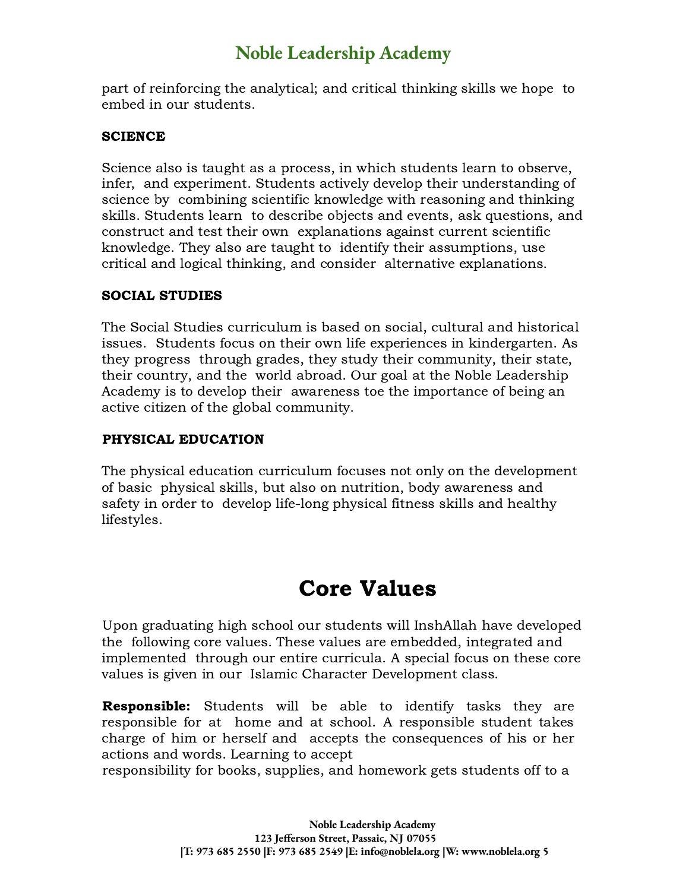part of reinforcing the analytical; and critical thinking skills we hope to embed in our students.

**SCIENCE**

Science also is taught as a process, in which students learn to observe, infer, and experiment. Students actively develop their understanding of science by combining scientific knowledge with reasoning and thinking skills. Students learn to describe objects and events, ask questions, and construct and test their own explanations against current scientific knowledge. They also are taught to identify their assumptions, use critical and logical thinking, and consider alternative explanations.

**SOCIAL STUDIES**

The Social Studies curriculum is based on social, cultural and historical issues. Students focus on their own life experiences in kindergarten. As they progress through grades, they study their community, their state, their country, and the world abroad. Our goal at the Noble Leadership Academy is to develop their awareness toe the importance of being an active citizen of the global community.

**PHYSICAL EDUCATION**

The physical education curriculum focuses not only on the development of basic physical skills, but also on nutrition, body awareness and safety in order to develop life-long physical fitness skills and healthy lifestyles.

# Core Values

Upon graduating high school our students will InshAllah have developed the following core values. These values are embedded, integrated and implemented through our entire curricula. A special focus on these core values is given in our Islamic Character Development class.

**Responsible:** Students will be able to identify tasks they are responsible for at home and at school. A responsible student takes charge of him or herself and accepts the consequences of his or her actions and words. Learning to accept responsibility for books, supplies, and homework gets students off to a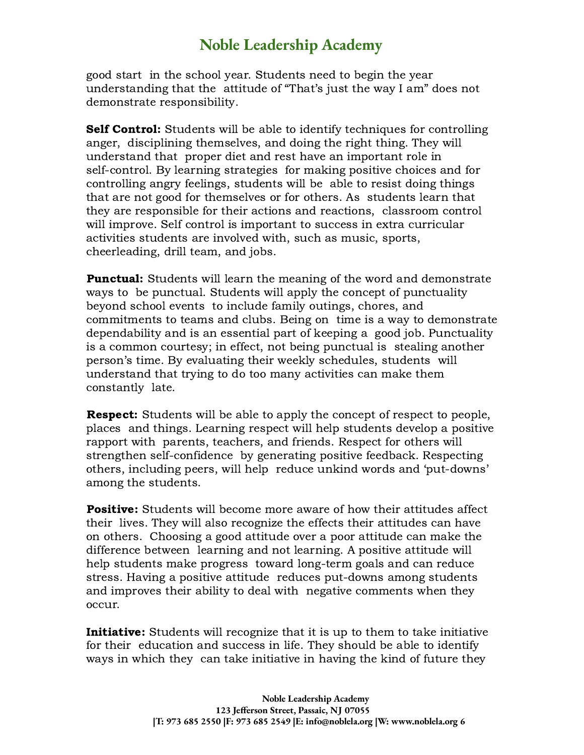good start in the school year. Students need to begin the year understanding that the attitude of "That's just the way I am" does not demonstrate responsibility.

**Self Control:** Students will be able to identify techniques for controlling anger, disciplining themselves, and doing the right thing. They will understand that proper diet and rest have an important role in self-control. By learning strategies for making positive choices and for controlling angry feelings, students will be able to resist doing things that are not good for themselves or for others. As students learn that they are responsible for their actions and reactions, classroom control will improve. Self control is important to success in extra curricular activities students are involved with, such as music, sports, cheerleading, drill team, and jobs.

**Punctual:** Students will learn the meaning of the word and demonstrate ways to be punctual. Students will apply the concept of punctuality beyond school events to include family outings, chores, and commitments to teams and clubs. Being on time is a way to demonstrate dependability and is an essential part of keeping a good job. Punctuality is a common courtesy; in effect, not being punctual is stealing another person's time. By evaluating their weekly schedules, students will understand that trying to do too many activities can make them constantly late.

**Respect:** Students will be able to apply the concept of respect to people, places and things. Learning respect will help students develop a positive rapport with parents, teachers, and friends. Respect for others will strengthen self-confidence by generating positive feedback. Respecting others, including peers, will help reduce unkind words and 'put-downs' among the students.

**Positive:** Students will become more aware of how their attitudes affect their lives. They will also recognize the effects their attitudes can have on others. Choosing a good attitude over a poor attitude can make the difference between learning and not learning. A positive attitude will help students make progress toward long-term goals and can reduce stress. Having a positive attitude reduces put-downs among students and improves their ability to deal with negative comments when they occur.

**Initiative:** Students will recognize that it is up to them to take initiative for their education and success in life. They should be able to identify ways in which they can take initiative in having the kind of future they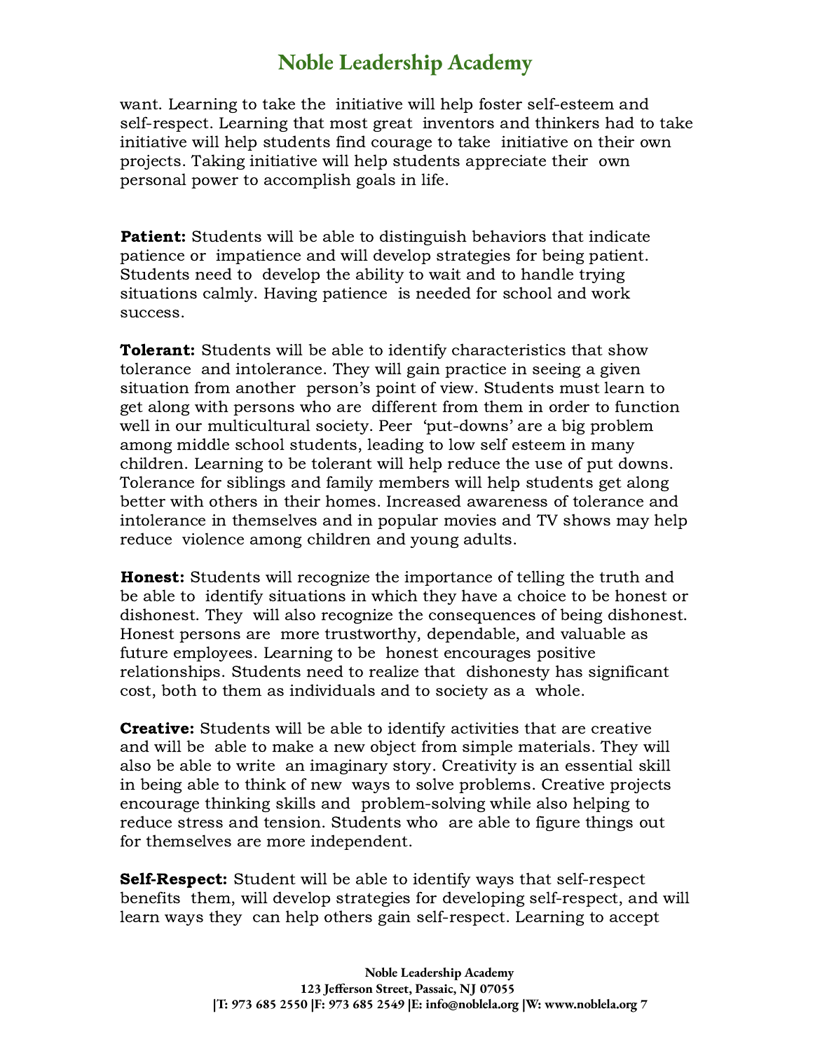want. Learning to take the initiative will help foster self-esteem and self-respect. Learning that most great inventors and thinkers had to take initiative will help students find courage to take initiative on their own projects. Taking initiative will help students appreciate their own personal power to accomplish goals in life.

**Patient:** Students will be able to distinguish behaviors that indicate patience or impatience and will develop strategies for being patient. Students need to develop the ability to wait and to handle trying situations calmly. Having patience is needed for school and work success.

**Tolerant:** Students will be able to identify characteristics that show tolerance and intolerance. They will gain practice in seeing a given situation from another person's point of view. Students must learn to get along with persons who are different from them in order to function well in our multicultural society. Peer 'put-downs' are a big problem among middle school students, leading to low self esteem in many children. Learning to be tolerant will help reduce the use of put downs. Tolerance for siblings and family members will help students get along better with others in their homes. Increased awareness of tolerance and intolerance in themselves and in popular movies and TV shows may help reduce violence among children and young adults.

**Honest:** Students will recognize the importance of telling the truth and be able to identify situations in which they have a choice to be honest or dishonest. They will also recognize the consequences of being dishonest. Honest persons are more trustworthy, dependable, and valuable as future employees. Learning to be honest encourages positive relationships. Students need to realize that dishonesty has significant cost, both to them as individuals and to society as a whole.

**Creative:** Students will be able to identify activities that are creative and will be able to make a new object from simple materials. They will also be able to write an imaginary story. Creativity is an essential skill in being able to think of new ways to solve problems. Creative projects encourage thinking skills and problem-solving while also helping to reduce stress and tension. Students who are able to figure things out for themselves are more independent.

**Self-Respect:** Student will be able to identify ways that self-respect benefits them, will develop strategies for developing self-respect, and will learn ways they can help others gain self-respect. Learning to accept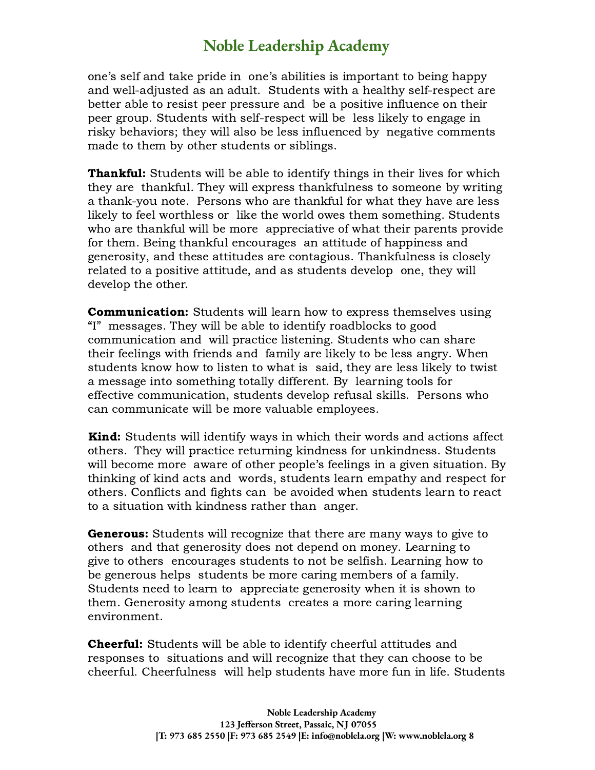one's self and take pride in one's abilities is important to being happy and well-adjusted as an adult. Students with a healthy self-respect are better able to resist peer pressure and be a positive influence on their peer group. Students with self-respect will be less likely to engage in risky behaviors; they will also be less influenced by negative comments made to them by other students or siblings.

**Thankful:** Students will be able to identify things in their lives for which they are thankful. They will express thankfulness to someone by writing a thank-you note. Persons who are thankful for what they have are less likely to feel worthless or like the world owes them something. Students who are thankful will be more appreciative of what their parents provide for them. Being thankful encourages an attitude of happiness and generosity, and these attitudes are contagious. Thankfulness is closely related to a positive attitude, and as students develop one, they will develop the other.

**Communication:** Students will learn how to express themselves using "I" messages. They will be able to identify roadblocks to good communication and will practice listening. Students who can share their feelings with friends and family are likely to be less angry. When students know how to listen to what is said, they are less likely to twist a message into something totally different. By learning tools for effective communication, students develop refusal skills. Persons who can communicate will be more valuable employees.

**Kind:** Students will identify ways in which their words and actions affect others. They will practice returning kindness for unkindness. Students will become more aware of other people's feelings in a given situation. By thinking of kind acts and words, students learn empathy and respect for others. Conflicts and fights can be avoided when students learn to react to a situation with kindness rather than anger.

**Generous:** Students will recognize that there are many ways to give to others and that generosity does not depend on money. Learning to give to others encourages students to not be selfish. Learning how to be generous helps students be more caring members of a family. Students need to learn to appreciate generosity when it is shown to them. Generosity among students creates a more caring learning environment.

**Cheerful:** Students will be able to identify cheerful attitudes and responses to situations and will recognize that they can choose to be cheerful. Cheerfulness will help students have more fun in life. Students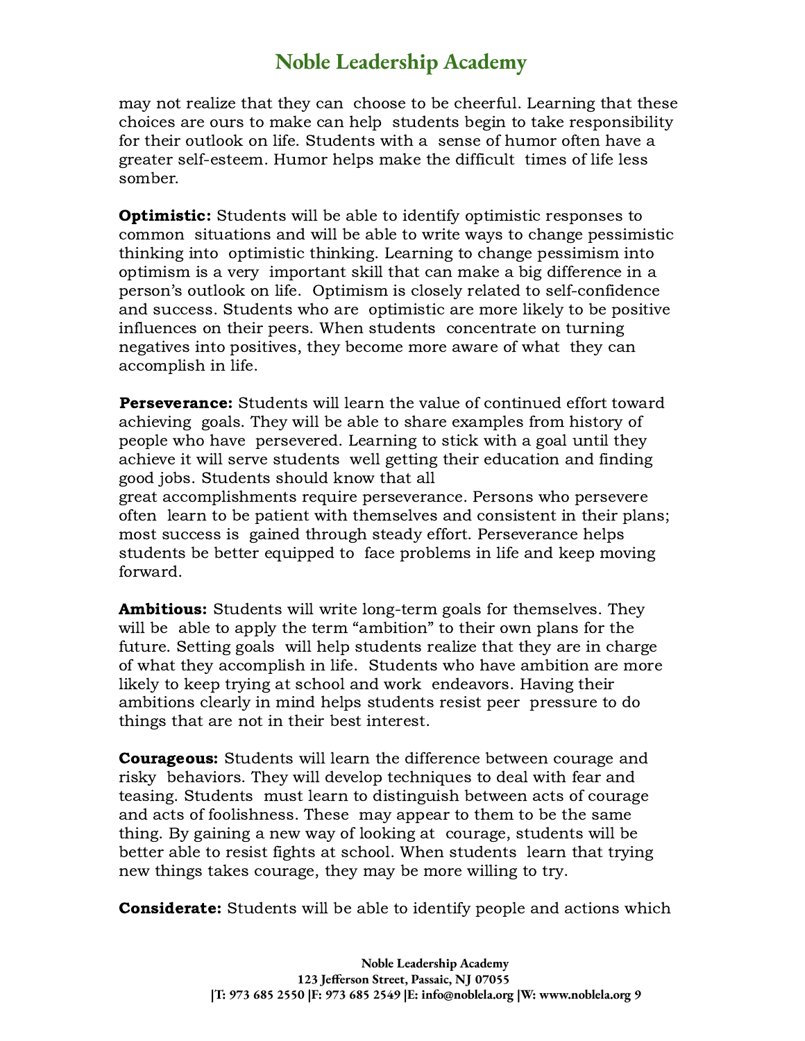may not realize that they can choose to be cheerful. Learning that these choices are ours to make can help students begin to take responsibility for their outlook on life. Students with a sense of humor often have a greater self-esteem. Humor helps make the difficult times of life less somber.

**Optimistic:** Students will be able to identify optimistic responses to common situations and will be able to write ways to change pessimistic thinking into optimistic thinking. Learning to change pessimism into optimism is a very important skill that can make a big difference in a person's outlook on life. Optimism is closely related to self-confidence and success. Students who are optimistic are more likely to be positive influences on their peers. When students concentrate on turning negatives into positives, they become more aware of what they can accomplish in life.

**Perseverance:** Students will learn the value of continued effort toward achieving goals. They will be able to share examples from history of people who have persevered. Learning to stick with a goal until they achieve it will serve students well getting their education and finding good jobs. Students should know that all great accomplishments require perseverance. Persons who persevere often learn to be patient with themselves and consistent in their plans; most success is gained through steady effort. Perseverance helps students be better equipped to face problems in life and keep moving forward.

**Ambitious:** Students will write long-term goals for themselves. They will be able to apply the term "ambition" to their own plans for the future. Setting goals will help students realize that they are in charge of what they accomplish in life. Students who have ambition are more likely to keep trying at school and work endeavors. Having their ambitions clearly in mind helps students resist peer pressure to do things that are not in their best interest.

**Courageous:** Students will learn the difference between courage and risky behaviors. They will develop techniques to deal with fear and teasing. Students must learn to distinguish between acts of courage and acts of foolishness. These may appear to them to be the same thing. By gaining a new way of looking at courage, students will be better able to resist fights at school. When students learn that trying new things takes courage, they may be more willing to try.

**Considerate:** Students will be able to identify people and actions which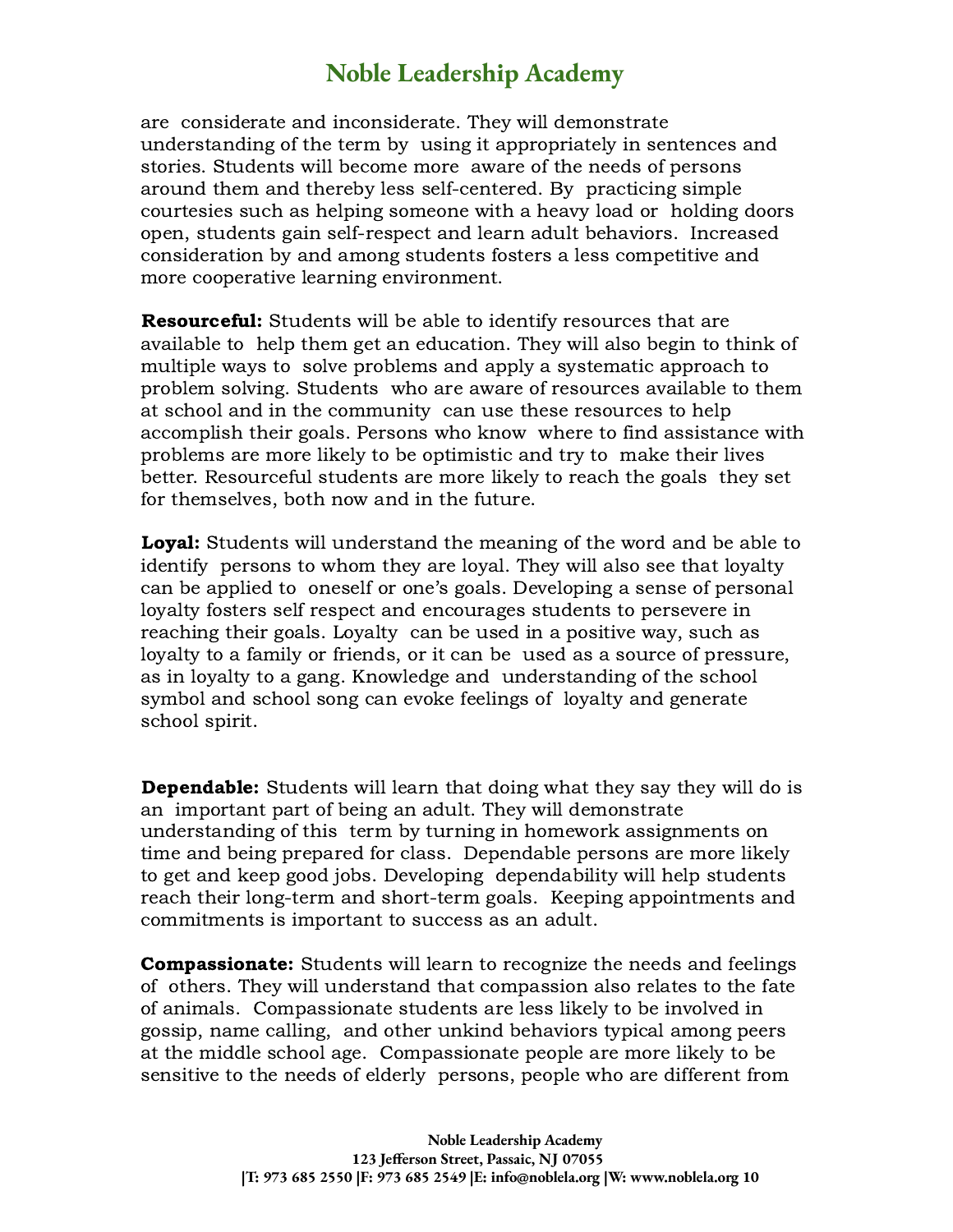are considerate and inconsiderate. They will demonstrate understanding of the term by using it appropriately in sentences and stories. Students will become more aware of the needs of persons around them and thereby less self-centered. By practicing simple courtesies such as helping someone with a heavy load or holding doors open, students gain self-respect and learn adult behaviors. Increased consideration by and among students fosters a less competitive and more cooperative learning environment.

**Resourceful:** Students will be able to identify resources that are available to help them get an education. They will also begin to think of multiple ways to solve problems and apply a systematic approach to problem solving. Students who are aware of resources available to them at school and in the community can use these resources to help accomplish their goals. Persons who know where to find assistance with problems are more likely to be optimistic and try to make their lives better. Resourceful students are more likely to reach the goals they set for themselves, both now and in the future.

**Loyal:** Students will understand the meaning of the word and be able to identify persons to whom they are loyal. They will also see that loyalty can be applied to oneself or one's goals. Developing a sense of personal loyalty fosters self respect and encourages students to persevere in reaching their goals. Loyalty can be used in a positive way, such as loyalty to a family or friends, or it can be used as a source of pressure, as in loyalty to a gang. Knowledge and understanding of the school symbol and school song can evoke feelings of loyalty and generate school spirit.

**Dependable:** Students will learn that doing what they say they will do is an important part of being an adult. They will demonstrate understanding of this term by turning in homework assignments on time and being prepared for class. Dependable persons are more likely to get and keep good jobs. Developing dependability will help students reach their long-term and short-term goals. Keeping appointments and commitments is important to success as an adult.

**Compassionate:** Students will learn to recognize the needs and feelings of others. They will understand that compassion also relates to the fate of animals. Compassionate students are less likely to be involved in gossip, name calling, and other unkind behaviors typical among peers at the middle school age. Compassionate people are more likely to be sensitive to the needs of elderly persons, people who are different from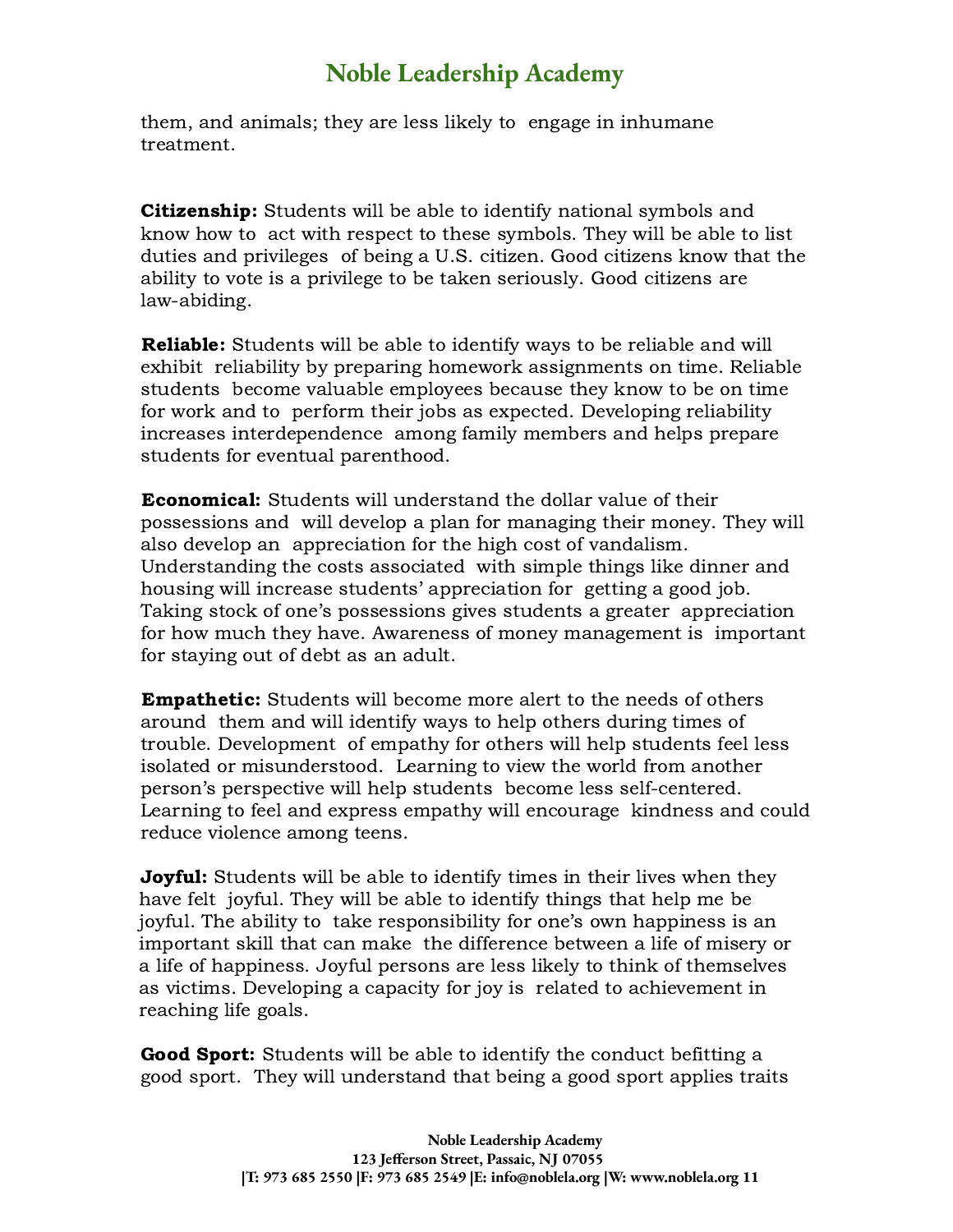them, and animals; they are less likely to engage in inhumane treatment.

**Citizenship:** Students will be able to identify national symbols and know how to act with respect to these symbols. They will be able to list duties and privileges of being a U.S. citizen. Good citizens know that the ability to vote is a privilege to be taken seriously. Good citizens are law-abiding.

**Reliable:** Students will be able to identify ways to be reliable and will exhibit reliability by preparing homework assignments on time. Reliable students become valuable employees because they know to be on time for work and to perform their jobs as expected. Developing reliability increases interdependence among family members and helps prepare students for eventual parenthood.

**Economical:** Students will understand the dollar value of their possessions and will develop a plan for managing their money. They will also develop an appreciation for the high cost of vandalism. Understanding the costs associated with simple things like dinner and housing will increase students' appreciation for getting a good job. Taking stock of one's possessions gives students a greater appreciation for how much they have. Awareness of money management is important for staying out of debt as an adult.

**Empathetic:** Students will become more alert to the needs of others around them and will identify ways to help others during times of trouble. Development of empathy for others will help students feel less isolated or misunderstood. Learning to view the world from another person's perspective will help students become less self-centered. Learning to feel and express empathy will encourage kindness and could reduce violence among teens.

**Joyful:** Students will be able to identify times in their lives when they have felt joyful. They will be able to identify things that help me be joyful. The ability to take responsibility for one's own happiness is an important skill that can make the difference between a life of misery or a life of happiness. Joyful persons are less likely to think of themselves as victims. Developing a capacity for joy is related to achievement in reaching life goals.

**Good Sport:** Students will be able to identify the conduct befitting a good sport. They will understand that being a good sport applies traits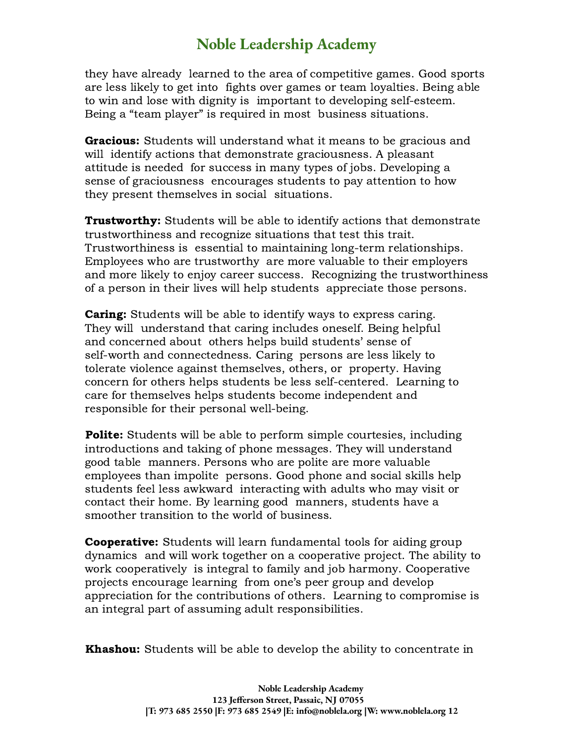they have already learned to the area of competitive games. Good sports are less likely to get into fights over games or team loyalties. Being able to win and lose with dignity is important to developing self-esteem. Being a "team player" is required in most business situations.

**Gracious:** Students will understand what it means to be gracious and will identify actions that demonstrate graciousness. A pleasant attitude is needed for success in many types of jobs. Developing a sense of graciousness encourages students to pay attention to how they present themselves in social situations.

**Trustworthy:** Students will be able to identify actions that demonstrate trustworthiness and recognize situations that test this trait. Trustworthiness is essential to maintaining long-term relationships. Employees who are trustworthy are more valuable to their employers and more likely to enjoy career success. Recognizing the trustworthiness of a person in their lives will help students appreciate those persons.

**Caring:** Students will be able to identify ways to express caring. They will understand that caring includes oneself. Being helpful and concerned about others helps build students' sense of self-worth and connectedness. Caring persons are less likely to tolerate violence against themselves, others, or property. Having concern for others helps students be less self-centered. Learning to care for themselves helps students become independent and responsible for their personal well-being.

**Polite:** Students will be able to perform simple courtesies, including introductions and taking of phone messages. They will understand good table manners. Persons who are polite are more valuable employees than impolite persons. Good phone and social skills help students feel less awkward interacting with adults who may visit or contact their home. By learning good manners, students have a smoother transition to the world of business.

**Cooperative:** Students will learn fundamental tools for aiding group dynamics and will work together on a cooperative project. The ability to work cooperatively is integral to family and job harmony. Cooperative projects encourage learning from one's peer group and develop appreciation for the contributions of others. Learning to compromise is an integral part of assuming adult responsibilities.

**Khashou:** Students will be able to develop the ability to concentrate in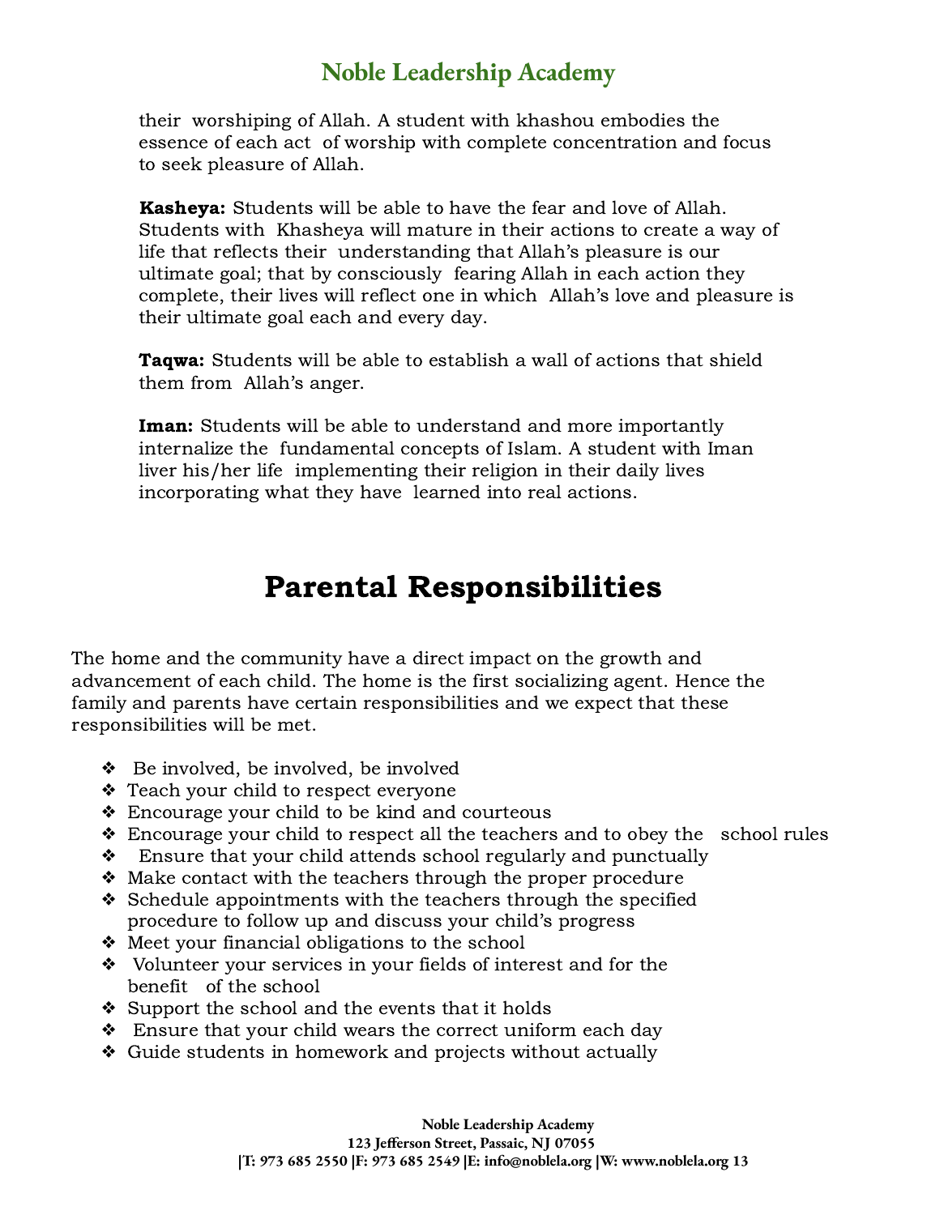their worshiping of Allah. A student with khashou embodies the essence of each act of worship with complete concentration and focus to seek pleasure of Allah.

**Kasheya:** Students will be able to have the fear and love of Allah. Students with Khasheya will mature in their actions to create a way of life that reflects their understanding that Allah's pleasure is our ultimate goal; that by consciously fearing Allah in each action they complete, their lives will reflect one in which Allah's love and pleasure is their ultimate goal each and every day.

**Taqwa:** Students will be able to establish a wall of actions that shield them from Allah's anger.

**Iman:** Students will be able to understand and more importantly internalize the fundamental concepts of Islam. A student with Iman liver his/her life implementing their religion in their daily lives incorporating what they have learned into real actions.

# Parental Responsibilities

The home and the community have a direct impact on the growth and advancement of each child. The home is the first socializing agent. Hence the family and parents have certain responsibilities and we expect that these responsibilities will be met.

- Be involved, be involved, be involved
- Teach your child to respect everyone
- Encourage your child to be kind and courteous
- Encourage your child to respect all the teachers and to obey the school rules
- Ensure that your child attends school regularly and punctually
- Make contact with the teachers through the proper procedure
- Schedule appointments with the teachers through the specified procedure to follow up and discuss your child's progress
- Meet your financial obligations to the school
- Volunteer your services in your fields of interest and for the benefit of the school
- Support the school and the events that it holds
- Ensure that your child wears the correct uniform each day
- Guide students in homework and projects without actually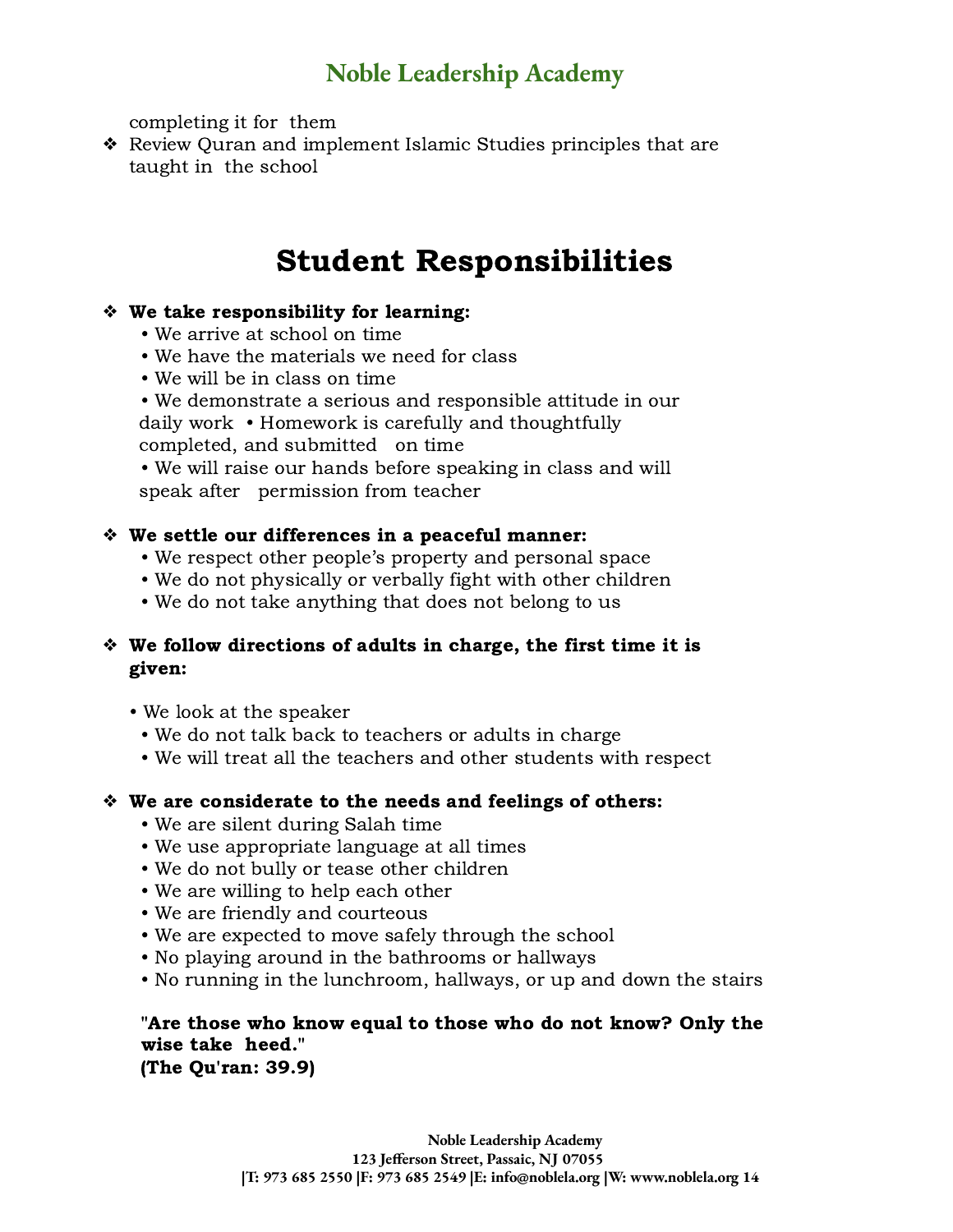completing it for them

- Review Quran and implement Islamic Studies principles that are taught in the school

# Student Responsibilities

- **We take responsibility for learning:**
  - We arrive at school on time
  - We have the materials we need for class
  - We will be in class on time
  - We demonstrate a serious and responsible attitude in our daily work
  - Homework is carefully and thoughtfully completed, and submitted on time
  - We will raise our hands before speaking in class and will speak after permission from teacher

- **We settle our differences in a peaceful manner:**
  - We respect other people's property and personal space
  - We do not physically or verbally fight with other children
  - We do not take anything that does not belong to us

- **We follow directions of adults in charge, the first time it is given:**
  - We look at the speaker
  - We do not talk back to teachers or adults in charge
  - We will treat all the teachers and other students with respect

- **We are considerate to the needs and feelings of others:**
  - We are silent during Salah time
  - We use appropriate language at all times
  - We do not bully or tease other children
  - We are willing to help each other
  - We are friendly and courteous
  - We are expected to move safely through the school
  - No playing around in the bathrooms or hallways
  - No running in the lunchroom, hallways, or up and down the stairs

**"Are those who know equal to those who do not know? Only the wise take heed."**
**(The Qu'ran: 39.9)**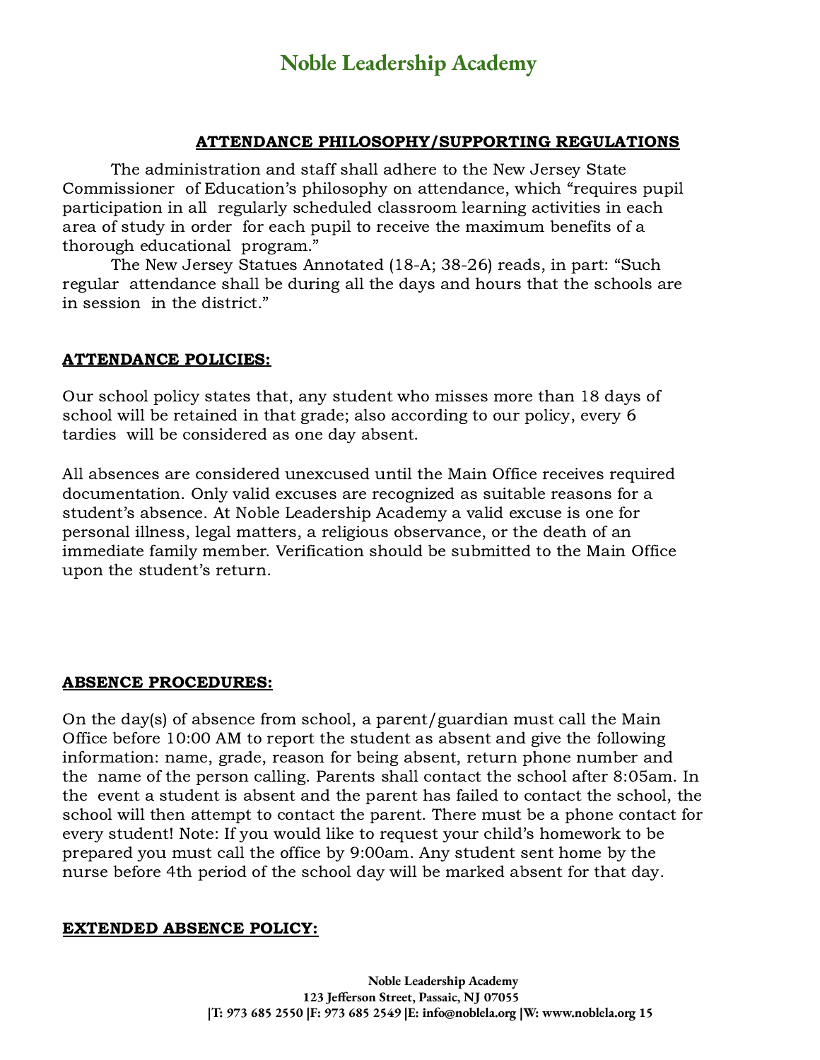# Noble Leadership Academy

## ATTENDANCE PHILOSOPHY/SUPPORTING REGULATIONS

The administration and staff shall adhere to the New Jersey State Commissioner of Education's philosophy on attendance, which "requires pupil participation in all regularly scheduled classroom learning activities in each area of study in order for each pupil to receive the maximum benefits of a thorough educational program."

The New Jersey Statues Annotated (18-A; 38-26) reads, in part: "Such regular attendance shall be during all the days and hours that the schools are in session in the district."

## ATTENDANCE POLICIES:

Our school policy states that, any student who misses more than 18 days of school will be retained in that grade; also according to our policy, every 6 tardies will be considered as one day absent.

All absences are considered unexcused until the Main Office receives required documentation. Only valid excuses are recognized as suitable reasons for a student's absence. At Noble Leadership Academy a valid excuse is one for personal illness, legal matters, a religious observance, or the death of an immediate family member. Verification should be submitted to the Main Office upon the student's return.

## ABSENCE PROCEDURES:

On the day(s) of absence from school, a parent/guardian must call the Main Office before 10:00 AM to report the student as absent and give the following information: name, grade, reason for being absent, return phone number and the name of the person calling. Parents shall contact the school after 8:05am. In the event a student is absent and the parent has failed to contact the school, the school will then attempt to contact the parent. There must be a phone contact for every student! Note: If you would like to request your child's homework to be prepared you must call the office by 9:00am. Any student sent home by the nurse before 4th period of the school day will be marked absent for that day.

## EXTENDED ABSENCE POLICY: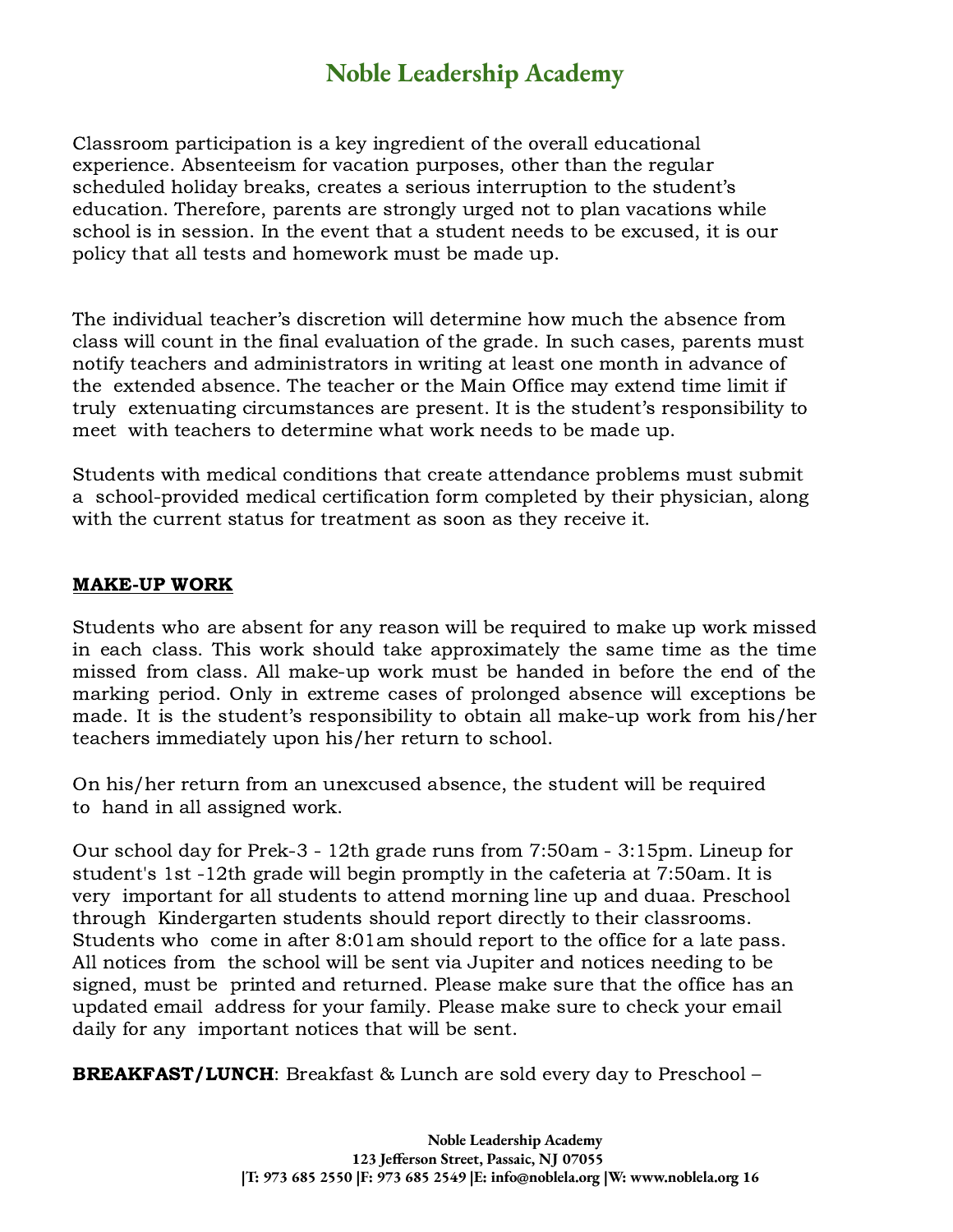Classroom participation is a key ingredient of the overall educational experience. Absenteeism for vacation purposes, other than the regular scheduled holiday breaks, creates a serious interruption to the student's education. Therefore, parents are strongly urged not to plan vacations while school is in session. In the event that a student needs to be excused, it is our policy that all tests and homework must be made up.

The individual teacher's discretion will determine how much the absence from class will count in the final evaluation of the grade. In such cases, parents must notify teachers and administrators in writing at least one month in advance of the extended absence. The teacher or the Main Office may extend time limit if truly extenuating circumstances are present. It is the student's responsibility to meet with teachers to determine what work needs to be made up.

Students with medical conditions that create attendance problems must submit a school-provided medical certification form completed by their physician, along with the current status for treatment as soon as they receive it.

**MAKE-UP WORK**

Students who are absent for any reason will be required to make up work missed in each class. This work should take approximately the same time as the time missed from class. All make-up work must be handed in before the end of the marking period. Only in extreme cases of prolonged absence will exceptions be made. It is the student's responsibility to obtain all make-up work from his/her teachers immediately upon his/her return to school.

On his/her return from an unexcused absence, the student will be required to hand in all assigned work.

Our school day for Prek-3 - 12th grade runs from 7:50am - 3:15pm. Lineup for student's 1st -12th grade will begin promptly in the cafeteria at 7:50am. It is very important for all students to attend morning line up and duaa. Preschool through Kindergarten students should report directly to their classrooms. Students who come in after 8:01am should report to the office for a late pass. All notices from the school will be sent via Jupiter and notices needing to be signed, must be printed and returned. Please make sure that the office has an updated email address for your family. Please make sure to check your email daily for any important notices that will be sent.

**BREAKFAST/LUNCH**: Breakfast & Lunch are sold every day to Preschool –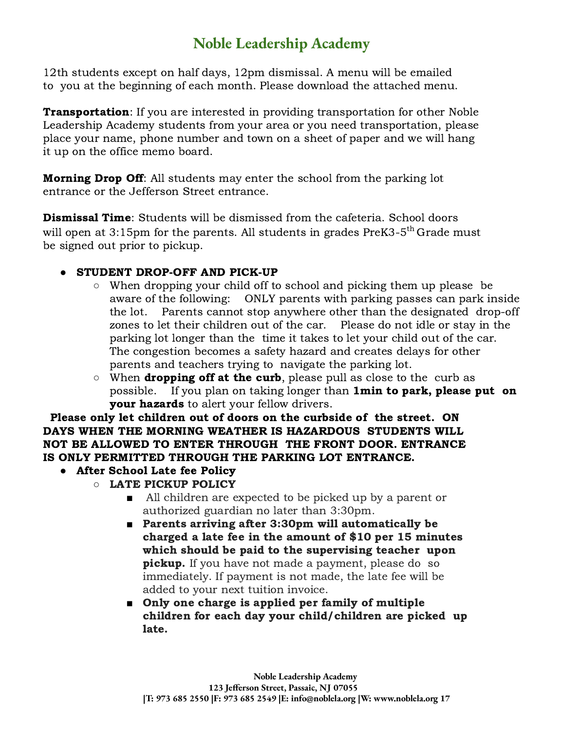12th students except on half days, 12pm dismissal. A menu will be emailed to you at the beginning of each month. Please download the attached menu.

**Transportation**: If you are interested in providing transportation for other Noble Leadership Academy students from your area or you need transportation, please place your name, phone number and town on a sheet of paper and we will hang it up on the office memo board.

**Morning Drop Off**: All students may enter the school from the parking lot entrance or the Jefferson Street entrance.

**Dismissal Time**: Students will be dismissed from the cafeteria. School doors will open at 3:15pm for the parents. All students in grades PreK3-5th Grade must be signed out prior to pickup.

- **STUDENT DROP-OFF AND PICK-UP**
  - When dropping your child off to school and picking them up please be aware of the following: ONLY parents with parking passes can park inside the lot. Parents cannot stop anywhere other than the designated drop-off zones to let their children out of the car. Please do not idle or stay in the parking lot longer than the time it takes to let your child out of the car. The congestion becomes a safety hazard and creates delays for other parents and teachers trying to navigate the parking lot.
  - When **dropping off at the curb**, please pull as close to the curb as possible. If you plan on taking longer than **1min to park, please put on your hazards** to alert your fellow drivers.

**Please only let children out of doors on the curbside of the street. ON DAYS WHEN THE MORNING WEATHER IS HAZARDOUS STUDENTS WILL NOT BE ALLOWED TO ENTER THROUGH THE FRONT DOOR. ENTRANCE IS ONLY PERMITTED THROUGH THE PARKING LOT ENTRANCE.**

- **After School Late fee Policy**
  - **LATE PICKUP POLICY**
    - All children are expected to be picked up by a parent or authorized guardian no later than 3:30pm.
    - **Parents arriving after 3:30pm will automatically be charged a late fee in the amount of $10 per 15 minutes which should be paid to the supervising teacher upon pickup.** If you have not made a payment, please do so immediately. If payment is not made, the late fee will be added to your next tuition invoice.
    - **Only one charge is applied per family of multiple children for each day your child/children are picked up late.**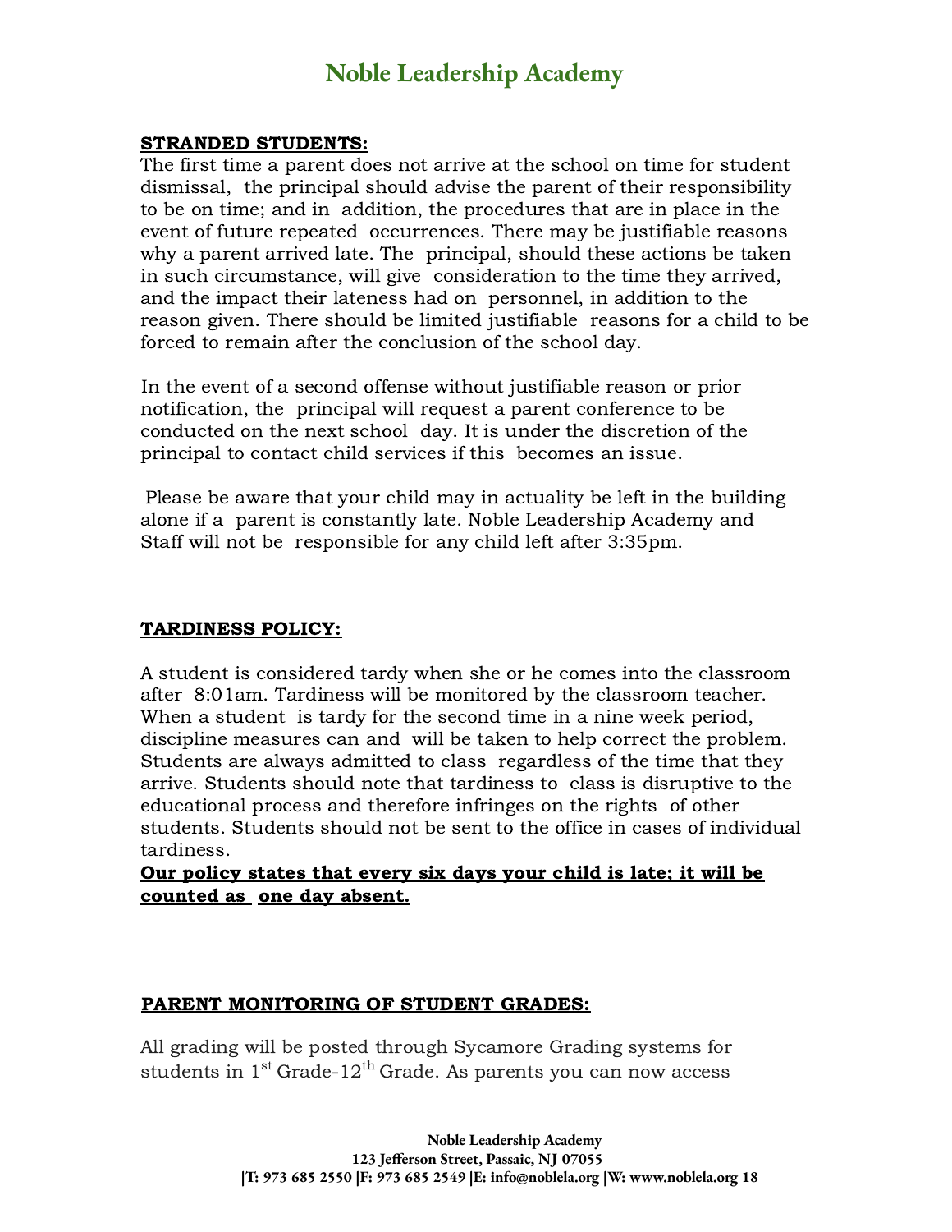**STRANDED STUDENTS:**

The first time a parent does not arrive at the school on time for student dismissal, the principal should advise the parent of their responsibility to be on time; and in addition, the procedures that are in place in the event of future repeated occurrences. There may be justifiable reasons why a parent arrived late. The principal, should these actions be taken in such circumstance, will give consideration to the time they arrived, and the impact their lateness had on personnel, in addition to the reason given. There should be limited justifiable reasons for a child to be forced to remain after the conclusion of the school day.

In the event of a second offense without justifiable reason or prior notification, the principal will request a parent conference to be conducted on the next school day. It is under the discretion of the principal to contact child services if this becomes an issue.

Please be aware that your child may in actuality be left in the building alone if a parent is constantly late. Noble Leadership Academy and Staff will not be responsible for any child left after 3:35pm.

**TARDINESS POLICY:**

A student is considered tardy when she or he comes into the classroom after 8:01am. Tardiness will be monitored by the classroom teacher. When a student is tardy for the second time in a nine week period, discipline measures can and will be taken to help correct the problem. Students are always admitted to class regardless of the time that they arrive. Students should note that tardiness to class is disruptive to the educational process and therefore infringes on the rights of other students. Students should not be sent to the office in cases of individual tardiness.

**Our policy states that every six days your child is late; it will be counted as one day absent.**

**PARENT MONITORING OF STUDENT GRADES:**

All grading will be posted through Sycamore Grading systems for students in 1st Grade-12th Grade. As parents you can now access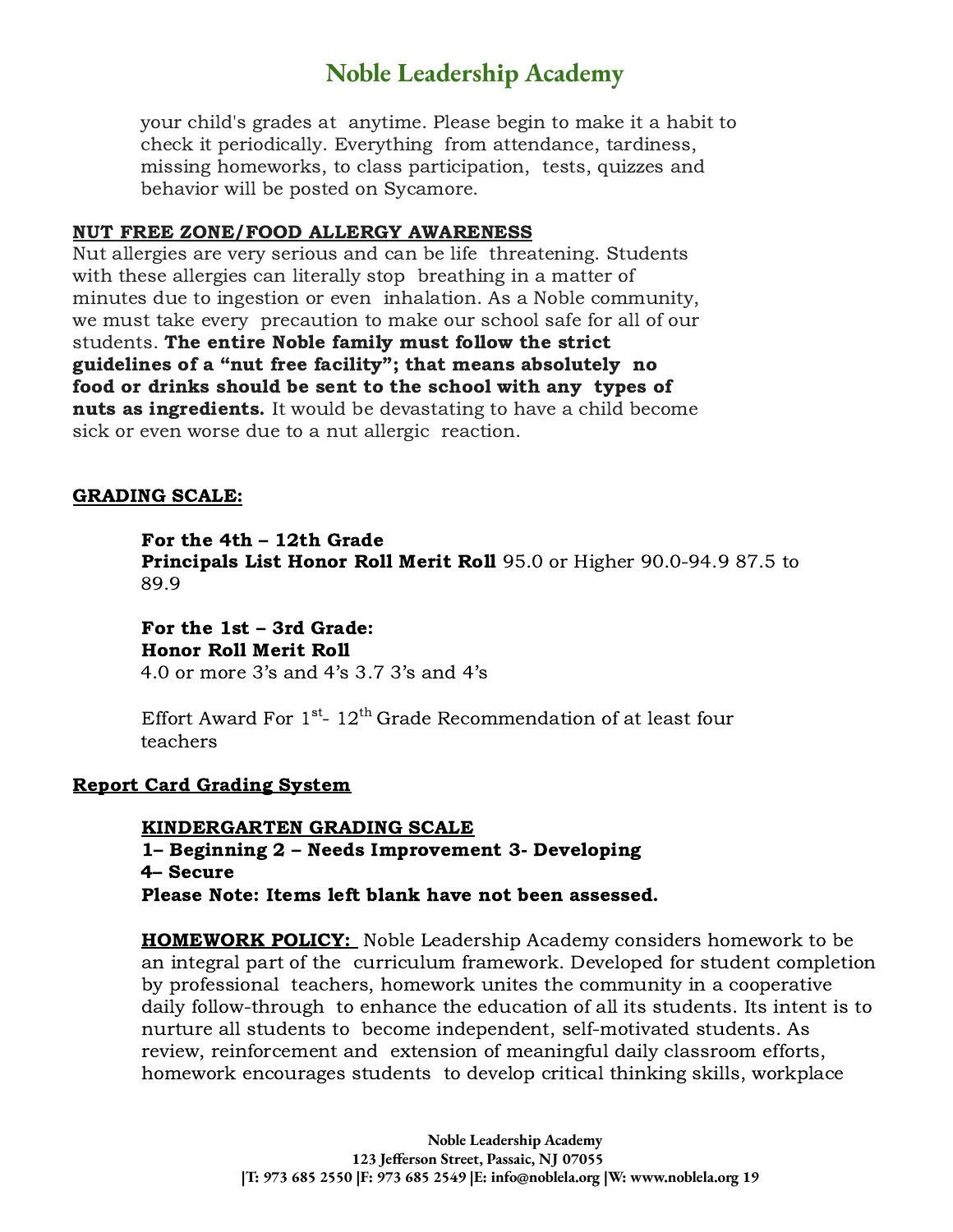your child's grades at anytime. Please begin to make it a habit to check it periodically. Everything from attendance, tardiness, missing homeworks, to class participation, tests, quizzes and behavior will be posted on Sycamore.

**NUT FREE ZONE/FOOD ALLERGY AWARENESS**

Nut allergies are very serious and can be life threatening. Students with these allergies can literally stop breathing in a matter of minutes due to ingestion or even inhalation. As a Noble community, we must take every precaution to make our school safe for all of our students. **The entire Noble family must follow the strict guidelines of a "nut free facility"; that means absolutely no food or drinks should be sent to the school with any types of nuts as ingredients.** It would be devastating to have a child become sick or even worse due to a nut allergic reaction.

**GRADING SCALE:**

**For the 4th – 12th Grade**
**Principals List Honor Roll Merit Roll** 95.0 or Higher 90.0-94.9 87.5 to 89.9

**For the 1st – 3rd Grade:**
**Honor Roll Merit Roll**
4.0 or more 3's and 4's 3.7 3's and 4's

Effort Award For 1st- 12th Grade Recommendation of at least four teachers

**Report Card Grading System**

**KINDERGARTEN GRADING SCALE**
**1– Beginning 2 – Needs Improvement 3- Developing**
**4– Secure**
**Please Note: Items left blank have not been assessed.**

**HOMEWORK POLICY:** Noble Leadership Academy considers homework to be an integral part of the curriculum framework. Developed for student completion by professional teachers, homework unites the community in a cooperative daily follow-through to enhance the education of all its students. Its intent is to nurture all students to become independent, self-motivated students. As review, reinforcement and extension of meaningful daily classroom efforts, homework encourages students to develop critical thinking skills, workplace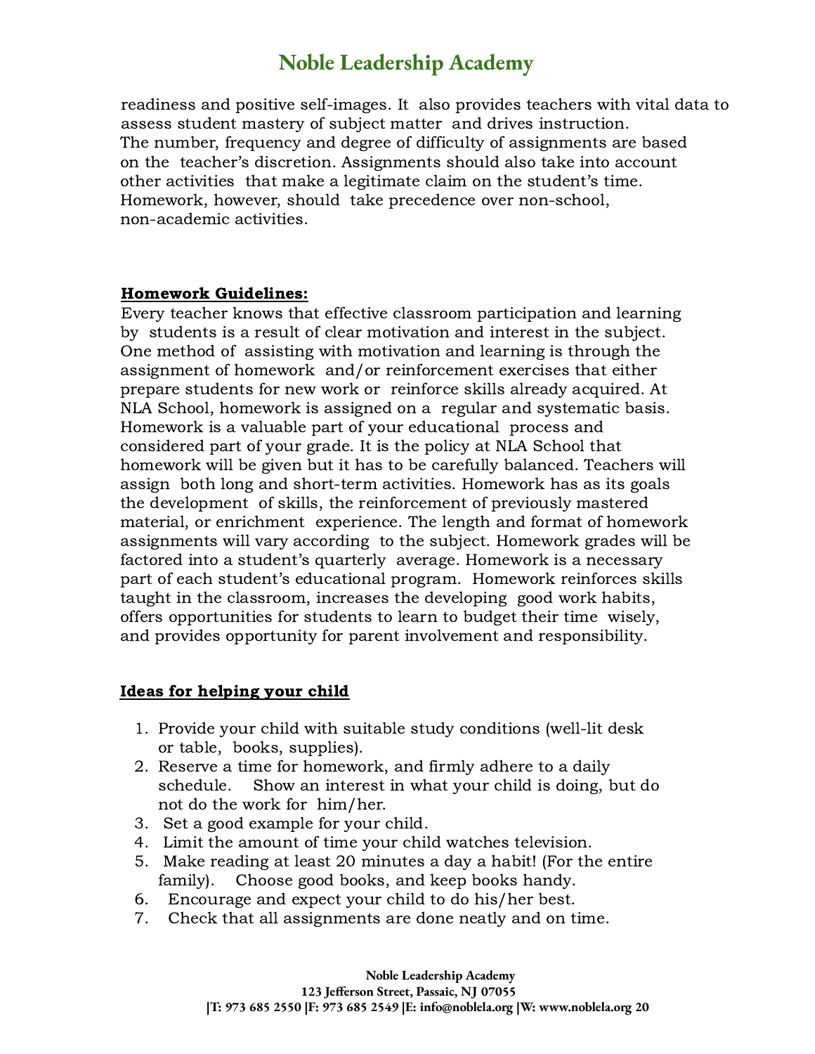readiness and positive self-images. It also provides teachers with vital data to assess student mastery of subject matter and drives instruction. The number, frequency and degree of difficulty of assignments are based on the teacher's discretion. Assignments should also take into account other activities that make a legitimate claim on the student's time. Homework, however, should take precedence over non-school, non-academic activities.

**Homework Guidelines:**

Every teacher knows that effective classroom participation and learning by students is a result of clear motivation and interest in the subject. One method of assisting with motivation and learning is through the assignment of homework and/or reinforcement exercises that either prepare students for new work or reinforce skills already acquired. At NLA School, homework is assigned on a regular and systematic basis. Homework is a valuable part of your educational process and considered part of your grade. It is the policy at NLA School that homework will be given but it has to be carefully balanced. Teachers will assign both long and short-term activities. Homework has as its goals the development of skills, the reinforcement of previously mastered material, or enrichment experience. The length and format of homework assignments will vary according to the subject. Homework grades will be factored into a student's quarterly average. Homework is a necessary part of each student's educational program. Homework reinforces skills taught in the classroom, increases the developing good work habits, offers opportunities for students to learn to budget their time wisely, and provides opportunity for parent involvement and responsibility.

**Ideas for helping your child**

1. Provide your child with suitable study conditions (well-lit desk or table, books, supplies).
2. Reserve a time for homework, and firmly adhere to a daily schedule. Show an interest in what your child is doing, but do not do the work for him/her.
3. Set a good example for your child.
4. Limit the amount of time your child watches television.
5. Make reading at least 20 minutes a day a habit! (For the entire family). Choose good books, and keep books handy.
6. Encourage and expect your child to do his/her best.
7. Check that all assignments are done neatly and on time.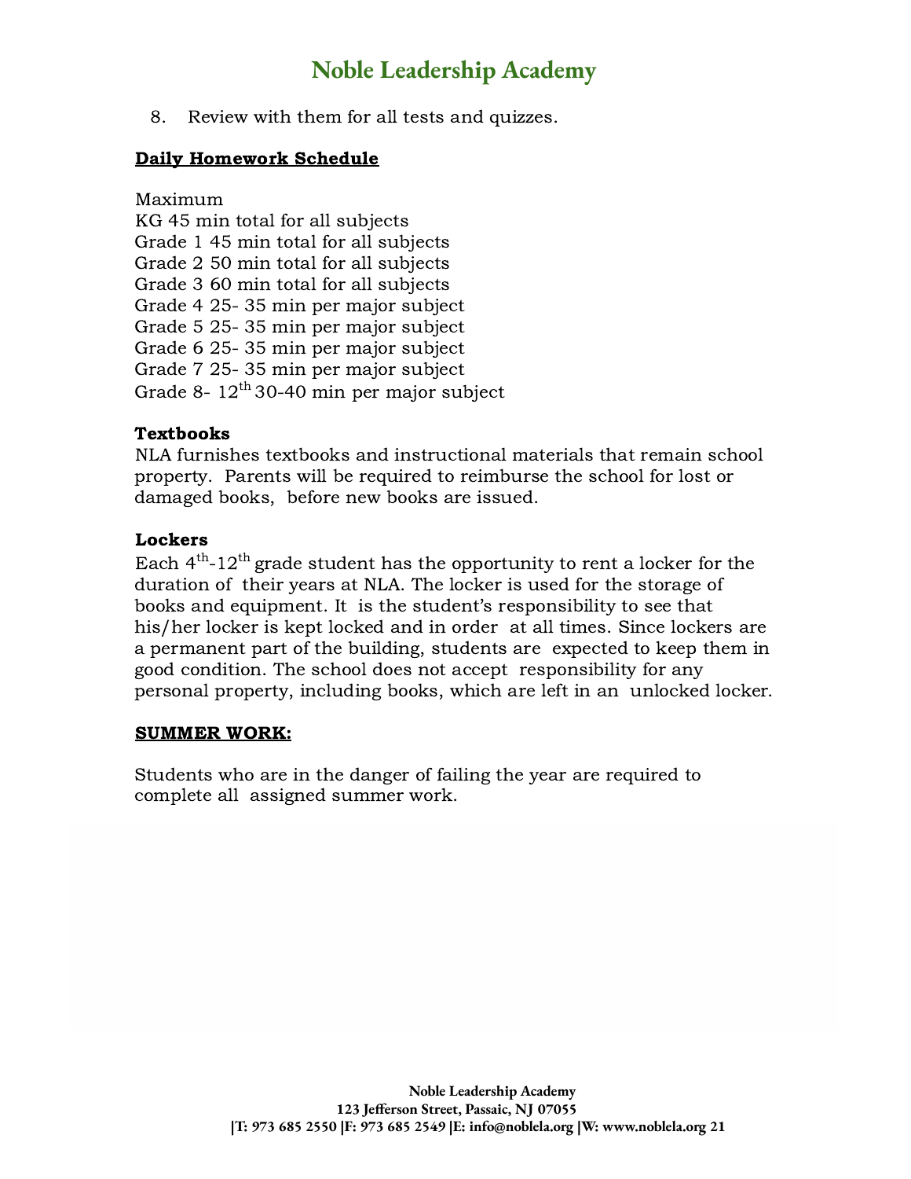8. Review with them for all tests and quizzes.

**Daily Homework Schedule**

Maximum
KG 45 min total for all subjects
Grade 1 45 min total for all subjects
Grade 2 50 min total for all subjects
Grade 3 60 min total for all subjects
Grade 4 25- 35 min per major subject
Grade 5 25- 35 min per major subject
Grade 6 25- 35 min per major subject
Grade 7 25- 35 min per major subject
Grade 8- 12th 30-40 min per major subject

**Textbooks**

NLA furnishes textbooks and instructional materials that remain school property. Parents will be required to reimburse the school for lost or damaged books, before new books are issued.

**Lockers**

Each 4th-12th grade student has the opportunity to rent a locker for the duration of their years at NLA. The locker is used for the storage of books and equipment. It is the student's responsibility to see that his/her locker is kept locked and in order at all times. Since lockers are a permanent part of the building, students are expected to keep them in good condition. The school does not accept responsibility for any personal property, including books, which are left in an unlocked locker.

**SUMMER WORK:**

Students who are in the danger of failing the year are required to complete all assigned summer work.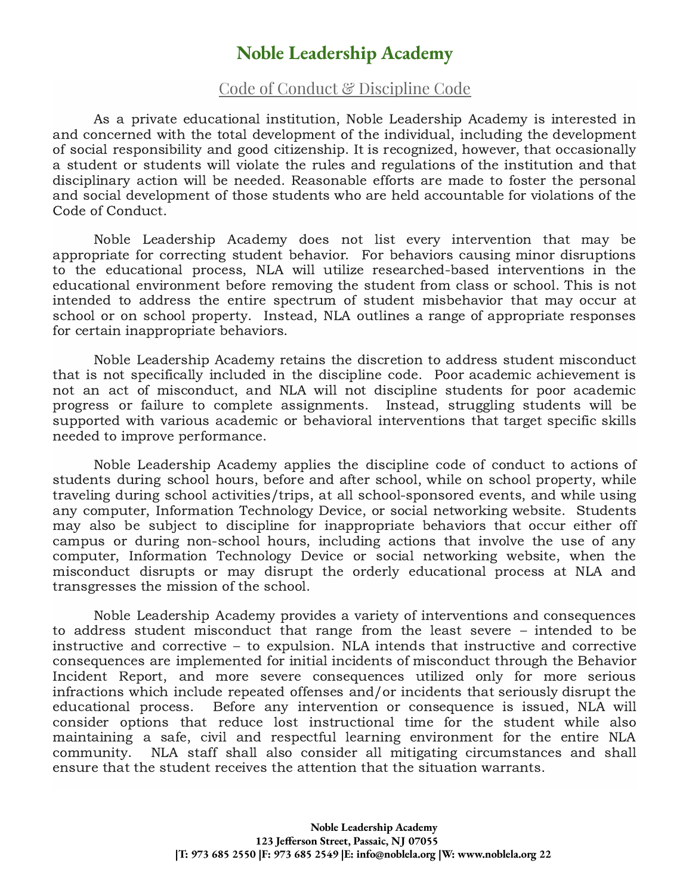# Noble Leadership Academy

## Code of Conduct & Discipline Code

As a private educational institution, Noble Leadership Academy is interested in and concerned with the total development of the individual, including the development of social responsibility and good citizenship. It is recognized, however, that occasionally a student or students will violate the rules and regulations of the institution and that disciplinary action will be needed. Reasonable efforts are made to foster the personal and social development of those students who are held accountable for violations of the Code of Conduct.

Noble Leadership Academy does not list every intervention that may be appropriate for correcting student behavior. For behaviors causing minor disruptions to the educational process, NLA will utilize researched-based interventions in the educational environment before removing the student from class or school. This is not intended to address the entire spectrum of student misbehavior that may occur at school or on school property. Instead, NLA outlines a range of appropriate responses for certain inappropriate behaviors.

Noble Leadership Academy retains the discretion to address student misconduct that is not specifically included in the discipline code. Poor academic achievement is not an act of misconduct, and NLA will not discipline students for poor academic progress or failure to complete assignments. Instead, struggling students will be supported with various academic or behavioral interventions that target specific skills needed to improve performance.

Noble Leadership Academy applies the discipline code of conduct to actions of students during school hours, before and after school, while on school property, while traveling during school activities/trips, at all school-sponsored events, and while using any computer, Information Technology Device, or social networking website. Students may also be subject to discipline for inappropriate behaviors that occur either off campus or during non-school hours, including actions that involve the use of any computer, Information Technology Device or social networking website, when the misconduct disrupts or may disrupt the orderly educational process at NLA and transgresses the mission of the school.

Noble Leadership Academy provides a variety of interventions and consequences to address student misconduct that range from the least severe – intended to be instructive and corrective – to expulsion. NLA intends that instructive and corrective consequences are implemented for initial incidents of misconduct through the Behavior Incident Report, and more severe consequences utilized only for more serious infractions which include repeated offenses and/or incidents that seriously disrupt the educational process. Before any intervention or consequence is issued, NLA will consider options that reduce lost instructional time for the student while also maintaining a safe, civil and respectful learning environment for the entire NLA community. NLA staff shall also consider all mitigating circumstances and shall ensure that the student receives the attention that the situation warrants.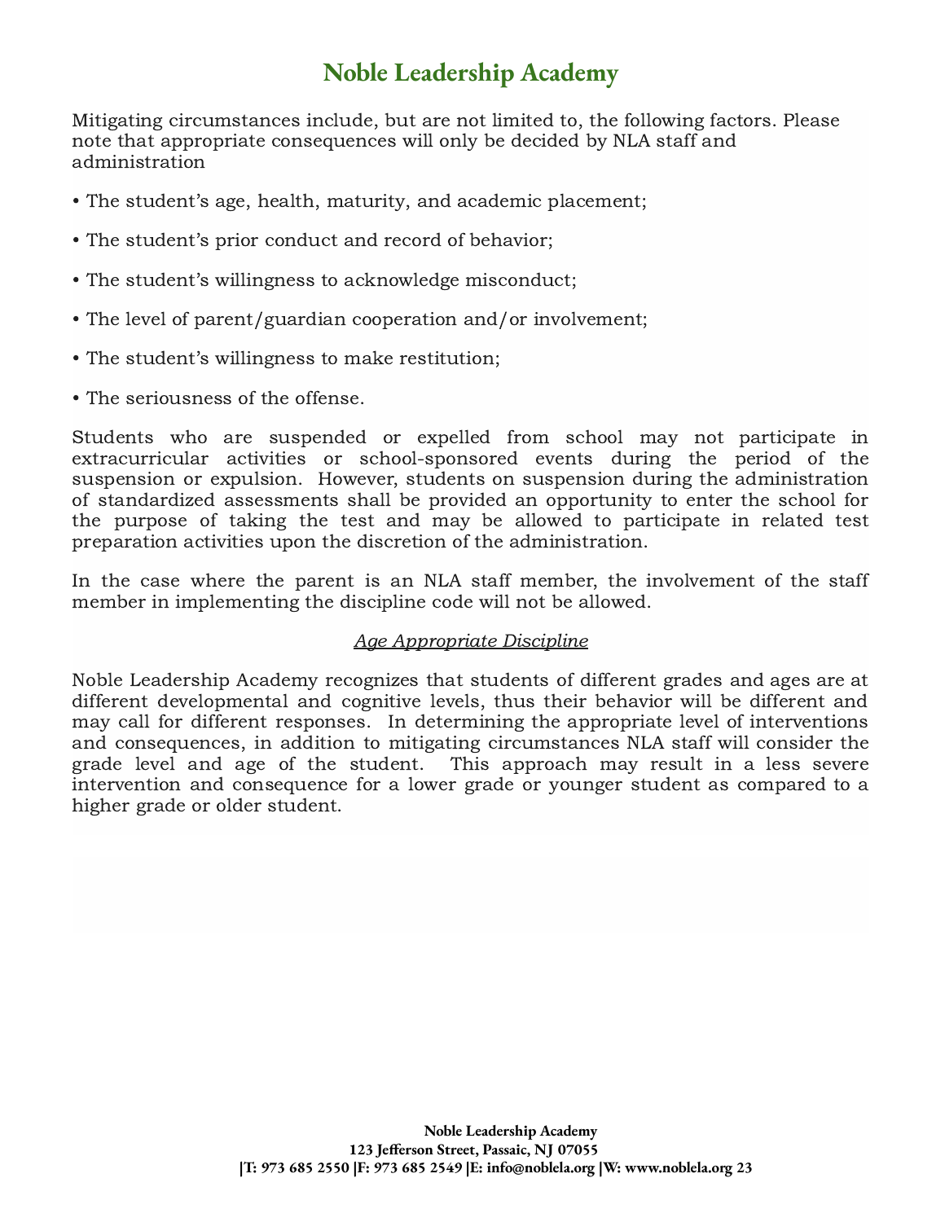Mitigating circumstances include, but are not limited to, the following factors. Please note that appropriate consequences will only be decided by NLA staff and administration

- The student's age, health, maturity, and academic placement;
- The student's prior conduct and record of behavior;
- The student's willingness to acknowledge misconduct;
- The level of parent/guardian cooperation and/or involvement;
- The student's willingness to make restitution;
- The seriousness of the offense.

Students who are suspended or expelled from school may not participate in extracurricular activities or school-sponsored events during the period of the suspension or expulsion. However, students on suspension during the administration of standardized assessments shall be provided an opportunity to enter the school for the purpose of taking the test and may be allowed to participate in related test preparation activities upon the discretion of the administration.

In the case where the parent is an NLA staff member, the involvement of the staff member in implementing the discipline code will not be allowed.

### *Age Appropriate Discipline*

Noble Leadership Academy recognizes that students of different grades and ages are at different developmental and cognitive levels, thus their behavior will be different and may call for different responses. In determining the appropriate level of interventions and consequences, in addition to mitigating circumstances NLA staff will consider the grade level and age of the student. This approach may result in a less severe intervention and consequence for a lower grade or younger student as compared to a higher grade or older student.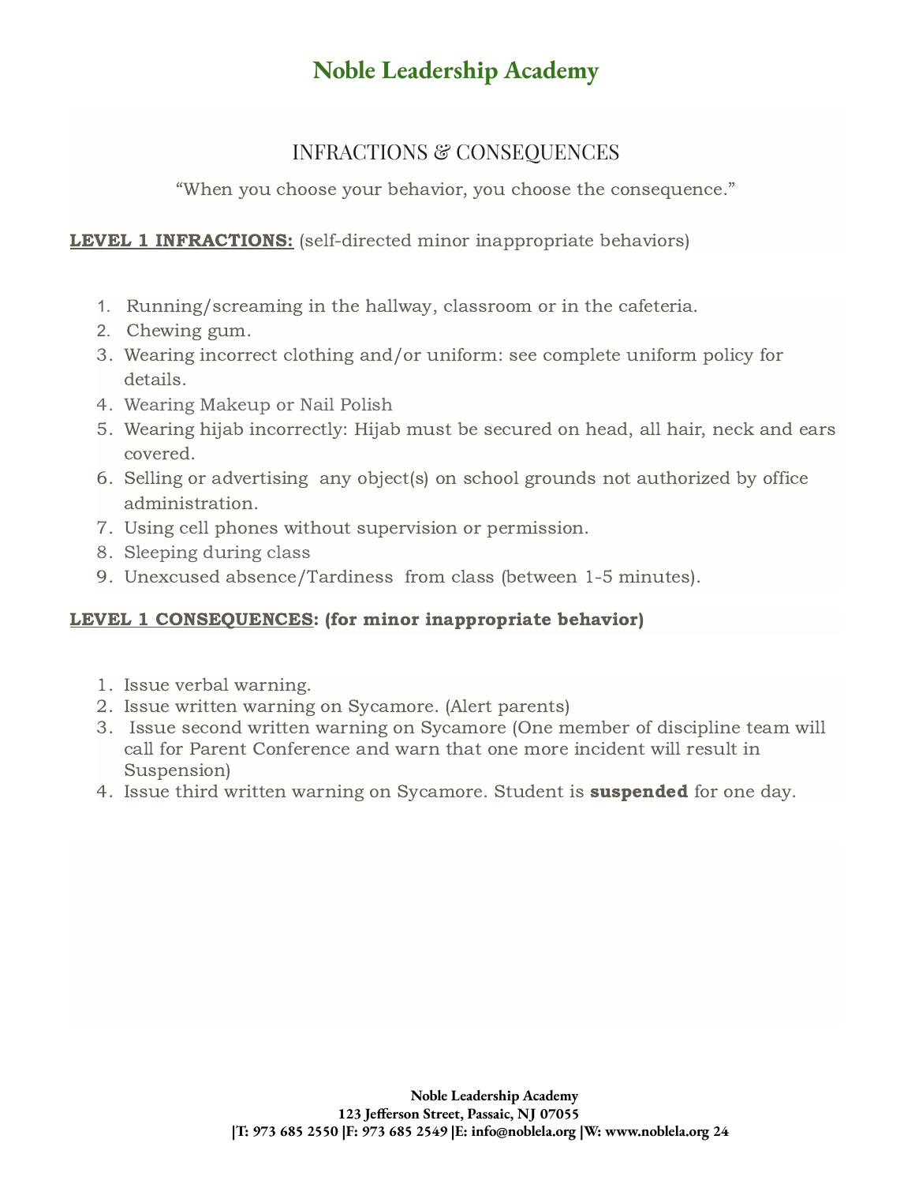# Noble Leadership Academy

## INFRACTIONS & CONSEQUENCES

"When you choose your behavior, you choose the consequence."

**LEVEL 1 INFRACTIONS:** (self-directed minor inappropriate behaviors)

1. Running/screaming in the hallway, classroom or in the cafeteria.
2. Chewing gum.
3. Wearing incorrect clothing and/or uniform: see complete uniform policy for details.
4. Wearing Makeup or Nail Polish
5. Wearing hijab incorrectly: Hijab must be secured on head, all hair, neck and ears covered.
6. Selling or advertising any object(s) on school grounds not authorized by office administration.
7. Using cell phones without supervision or permission.
8. Sleeping during class
9. Unexcused absence/Tardiness from class (between 1-5 minutes).

**LEVEL 1 CONSEQUENCES: (for minor inappropriate behavior)**

1. Issue verbal warning.
2. Issue written warning on Sycamore. (Alert parents)
3. Issue second written warning on Sycamore (One member of discipline team will call for Parent Conference and warn that one more incident will result in Suspension)
4. Issue third written warning on Sycamore. Student is **suspended** for one day.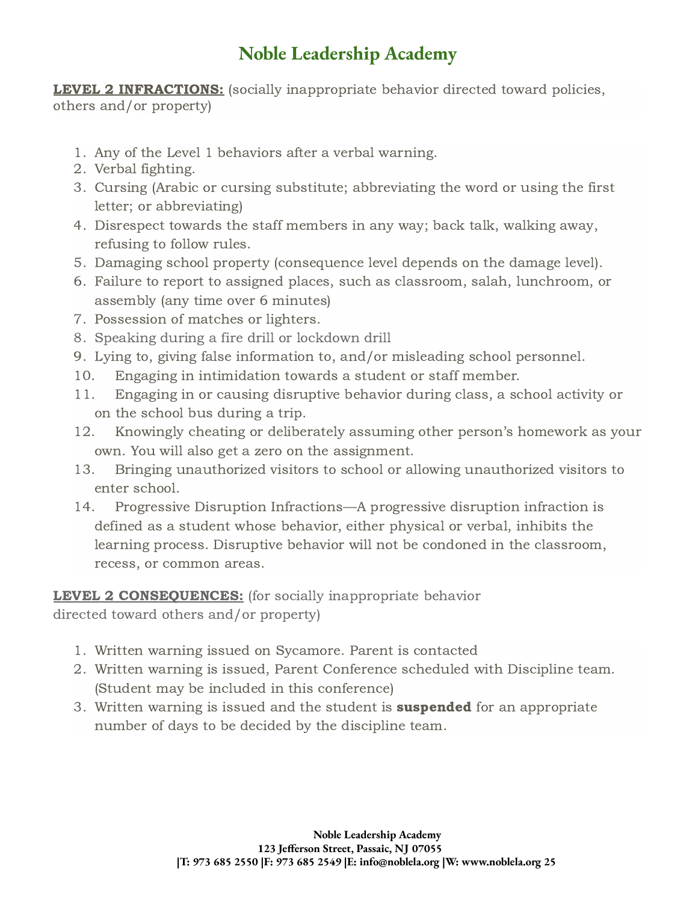**LEVEL 2 INFRACTIONS:** (socially inappropriate behavior directed toward policies, others and/or property)

1. Any of the Level 1 behaviors after a verbal warning.
2. Verbal fighting.
3. Cursing (Arabic or cursing substitute; abbreviating the word or using the first letter; or abbreviating)
4. Disrespect towards the staff members in any way; back talk, walking away, refusing to follow rules.
5. Damaging school property (consequence level depends on the damage level).
6. Failure to report to assigned places, such as classroom, salah, lunchroom, or assembly (any time over 6 minutes)
7. Possession of matches or lighters.
8. Speaking during a fire drill or lockdown drill
9. Lying to, giving false information to, and/or misleading school personnel.
10. Engaging in intimidation towards a student or staff member.
11. Engaging in or causing disruptive behavior during class, a school activity or on the school bus during a trip.
12. Knowingly cheating or deliberately assuming other person's homework as your own. You will also get a zero on the assignment.
13. Bringing unauthorized visitors to school or allowing unauthorized visitors to enter school.
14. Progressive Disruption Infractions—A progressive disruption infraction is defined as a student whose behavior, either physical or verbal, inhibits the learning process. Disruptive behavior will not be condoned in the classroom, recess, or common areas.

**LEVEL 2 CONSEQUENCES:** (for socially inappropriate behavior directed toward others and/or property)

1. Written warning issued on Sycamore. Parent is contacted
2. Written warning is issued, Parent Conference scheduled with Discipline team. (Student may be included in this conference)
3. Written warning is issued and the student is **suspended** for an appropriate number of days to be decided by the discipline team.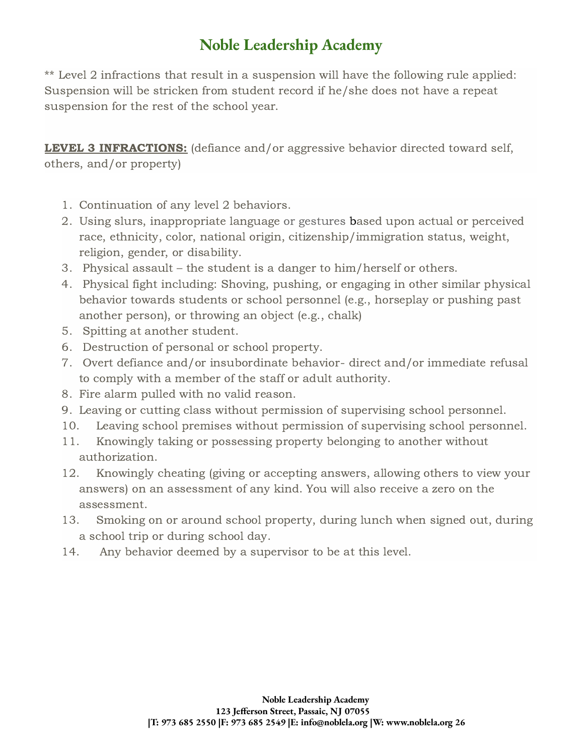** Level 2 infractions that result in a suspension will have the following rule applied: Suspension will be stricken from student record if he/she does not have a repeat suspension for the rest of the school year.

**LEVEL 3 INFRACTIONS:** (defiance and/or aggressive behavior directed toward self, others, and/or property)

1. Continuation of any level 2 behaviors.
2. Using slurs, inappropriate language or gestures based upon actual or perceived race, ethnicity, color, national origin, citizenship/immigration status, weight, religion, gender, or disability.
3. Physical assault – the student is a danger to him/herself or others.
4. Physical fight including: Shoving, pushing, or engaging in other similar physical behavior towards students or school personnel (e.g., horseplay or pushing past another person), or throwing an object (e.g., chalk)
5. Spitting at another student.
6. Destruction of personal or school property.
7. Overt defiance and/or insubordinate behavior- direct and/or immediate refusal to comply with a member of the staff or adult authority.
8. Fire alarm pulled with no valid reason.
9. Leaving or cutting class without permission of supervising school personnel.
10. Leaving school premises without permission of supervising school personnel.
11. Knowingly taking or possessing property belonging to another without authorization.
12. Knowingly cheating (giving or accepting answers, allowing others to view your answers) on an assessment of any kind. You will also receive a zero on the assessment.
13. Smoking on or around school property, during lunch when signed out, during a school trip or during school day.
14. Any behavior deemed by a supervisor to be at this level.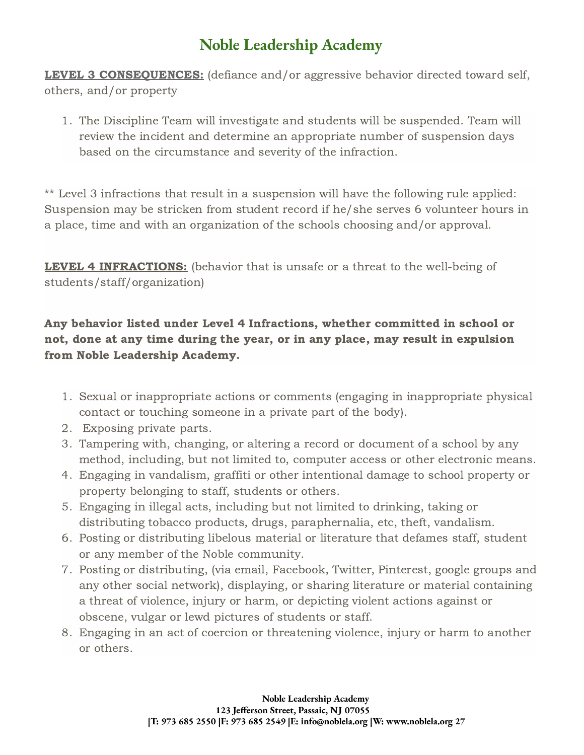# Noble Leadership Academy

**LEVEL 3 CONSEQUENCES:** (defiance and/or aggressive behavior directed toward self, others, and/or property

1. The Discipline Team will investigate and students will be suspended. Team will review the incident and determine an appropriate number of suspension days based on the circumstance and severity of the infraction.

** Level 3 infractions that result in a suspension will have the following rule applied: Suspension may be stricken from student record if he/she serves 6 volunteer hours in a place, time and with an organization of the schools choosing and/or approval.

**LEVEL 4 INFRACTIONS:** (behavior that is unsafe or a threat to the well-being of students/staff/organization)

**Any behavior listed under Level 4 Infractions, whether committed in school or not, done at any time during the year, or in any place, may result in expulsion from Noble Leadership Academy.**

1. Sexual or inappropriate actions or comments (engaging in inappropriate physical contact or touching someone in a private part of the body).
2. Exposing private parts.
3. Tampering with, changing, or altering a record or document of a school by any method, including, but not limited to, computer access or other electronic means.
4. Engaging in vandalism, graffiti or other intentional damage to school property or property belonging to staff, students or others.
5. Engaging in illegal acts, including but not limited to drinking, taking or distributing tobacco products, drugs, paraphernalia, etc, theft, vandalism.
6. Posting or distributing libelous material or literature that defames staff, student or any member of the Noble community.
7. Posting or distributing, (via email, Facebook, Twitter, Pinterest, google groups and any other social network), displaying, or sharing literature or material containing a threat of violence, injury or harm, or depicting violent actions against or obscene, vulgar or lewd pictures of students or staff.
8. Engaging in an act of coercion or threatening violence, injury or harm to another or others.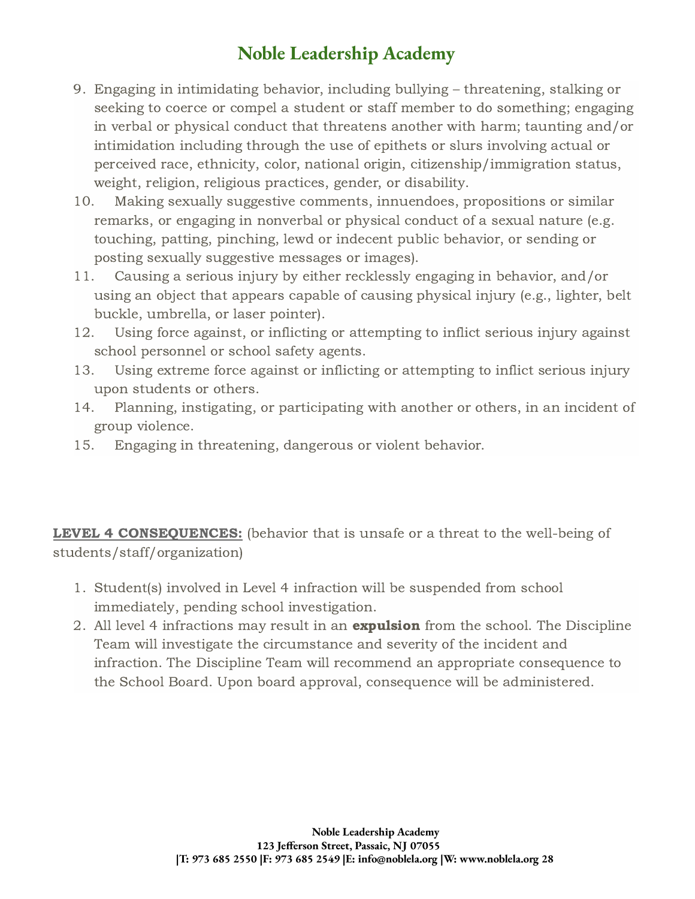9. Engaging in intimidating behavior, including bullying – threatening, stalking or seeking to coerce or compel a student or staff member to do something; engaging in verbal or physical conduct that threatens another with harm; taunting and/or intimidation including through the use of epithets or slurs involving actual or perceived race, ethnicity, color, national origin, citizenship/immigration status, weight, religion, religious practices, gender, or disability.
10. Making sexually suggestive comments, innuendoes, propositions or similar remarks, or engaging in nonverbal or physical conduct of a sexual nature (e.g. touching, patting, pinching, lewd or indecent public behavior, or sending or posting sexually suggestive messages or images).
11. Causing a serious injury by either recklessly engaging in behavior, and/or using an object that appears capable of causing physical injury (e.g., lighter, belt buckle, umbrella, or laser pointer).
12. Using force against, or inflicting or attempting to inflict serious injury against school personnel or school safety agents.
13. Using extreme force against or inflicting or attempting to inflict serious injury upon students or others.
14. Planning, instigating, or participating with another or others, in an incident of group violence.
15. Engaging in threatening, dangerous or violent behavior.

**LEVEL 4 CONSEQUENCES:** (behavior that is unsafe or a threat to the well-being of students/staff/organization)

1. Student(s) involved in Level 4 infraction will be suspended from school immediately, pending school investigation.
2. All level 4 infractions may result in an **expulsion** from the school. The Discipline Team will investigate the circumstance and severity of the incident and infraction. The Discipline Team will recommend an appropriate consequence to the School Board. Upon board approval, consequence will be administered.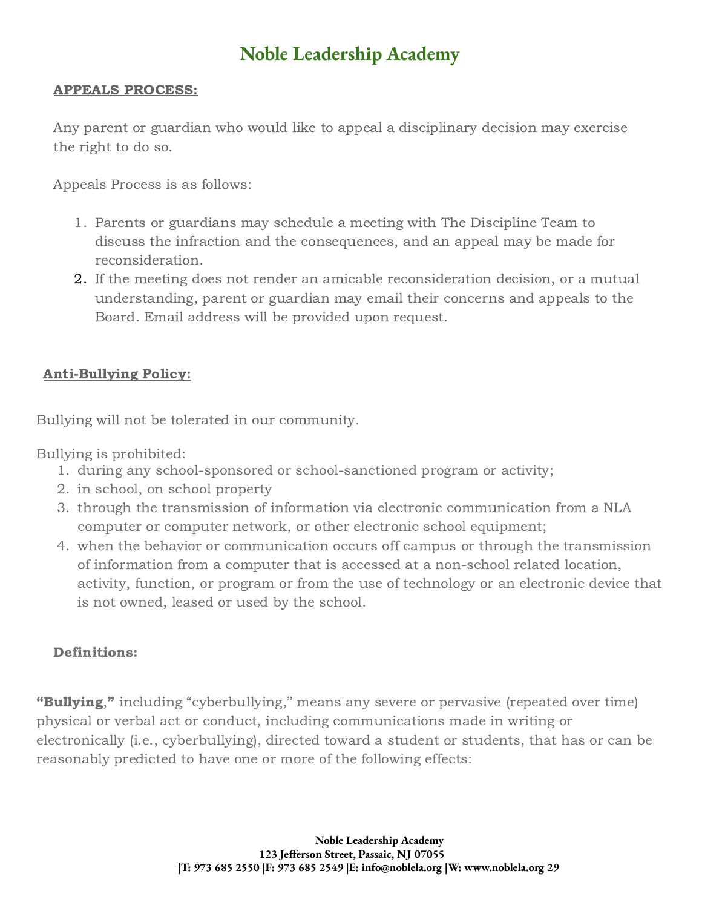**APPEALS PROCESS:**

Any parent or guardian who would like to appeal a disciplinary decision may exercise the right to do so.

Appeals Process is as follows:

1. Parents or guardians may schedule a meeting with The Discipline Team to discuss the infraction and the consequences, and an appeal may be made for reconsideration.
2. If the meeting does not render an amicable reconsideration decision, or a mutual understanding, parent or guardian may email their concerns and appeals to the Board. Email address will be provided upon request.

**Anti-Bullying Policy:**

Bullying will not be tolerated in our community.

Bullying is prohibited:

1. during any school-sponsored or school-sanctioned program or activity;
2. in school, on school property
3. through the transmission of information via electronic communication from a NLA computer or computer network, or other electronic school equipment;
4. when the behavior or communication occurs off campus or through the transmission of information from a computer that is accessed at a non-school related location, activity, function, or program or from the use of technology or an electronic device that is not owned, leased or used by the school.

**Definitions:**

**"Bullying,"** including "cyberbullying," means any severe or pervasive (repeated over time) physical or verbal act or conduct, including communications made in writing or electronically (i.e., cyberbullying), directed toward a student or students, that has or can be reasonably predicted to have one or more of the following effects: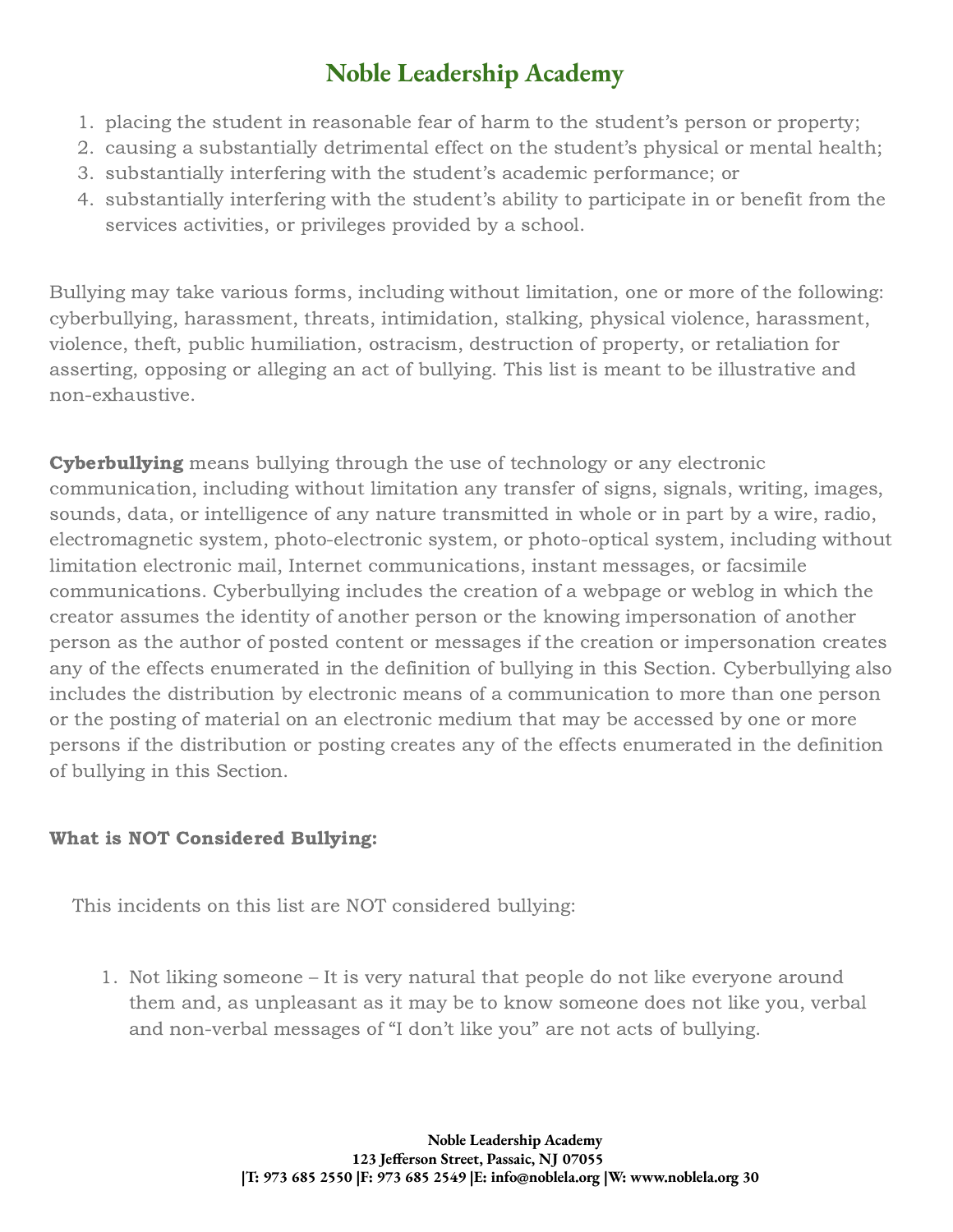1. placing the student in reasonable fear of harm to the student's person or property;
2. causing a substantially detrimental effect on the student's physical or mental health;
3. substantially interfering with the student's academic performance; or
4. substantially interfering with the student's ability to participate in or benefit from the services activities, or privileges provided by a school.

Bullying may take various forms, including without limitation, one or more of the following: cyberbullying, harassment, threats, intimidation, stalking, physical violence, harassment, violence, theft, public humiliation, ostracism, destruction of property, or retaliation for asserting, opposing or alleging an act of bullying. This list is meant to be illustrative and non-exhaustive.

**Cyberbullying** means bullying through the use of technology or any electronic communication, including without limitation any transfer of signs, signals, writing, images, sounds, data, or intelligence of any nature transmitted in whole or in part by a wire, radio, electromagnetic system, photo-electronic system, or photo-optical system, including without limitation electronic mail, Internet communications, instant messages, or facsimile communications. Cyberbullying includes the creation of a webpage or weblog in which the creator assumes the identity of another person or the knowing impersonation of another person as the author of posted content or messages if the creation or impersonation creates any of the effects enumerated in the definition of bullying in this Section. Cyberbullying also includes the distribution by electronic means of a communication to more than one person or the posting of material on an electronic medium that may be accessed by one or more persons if the distribution or posting creates any of the effects enumerated in the definition of bullying in this Section.

**What is NOT Considered Bullying:**

This incidents on this list are NOT considered bullying:

1. Not liking someone – It is very natural that people do not like everyone around them and, as unpleasant as it may be to know someone does not like you, verbal and non-verbal messages of "I don't like you" are not acts of bullying.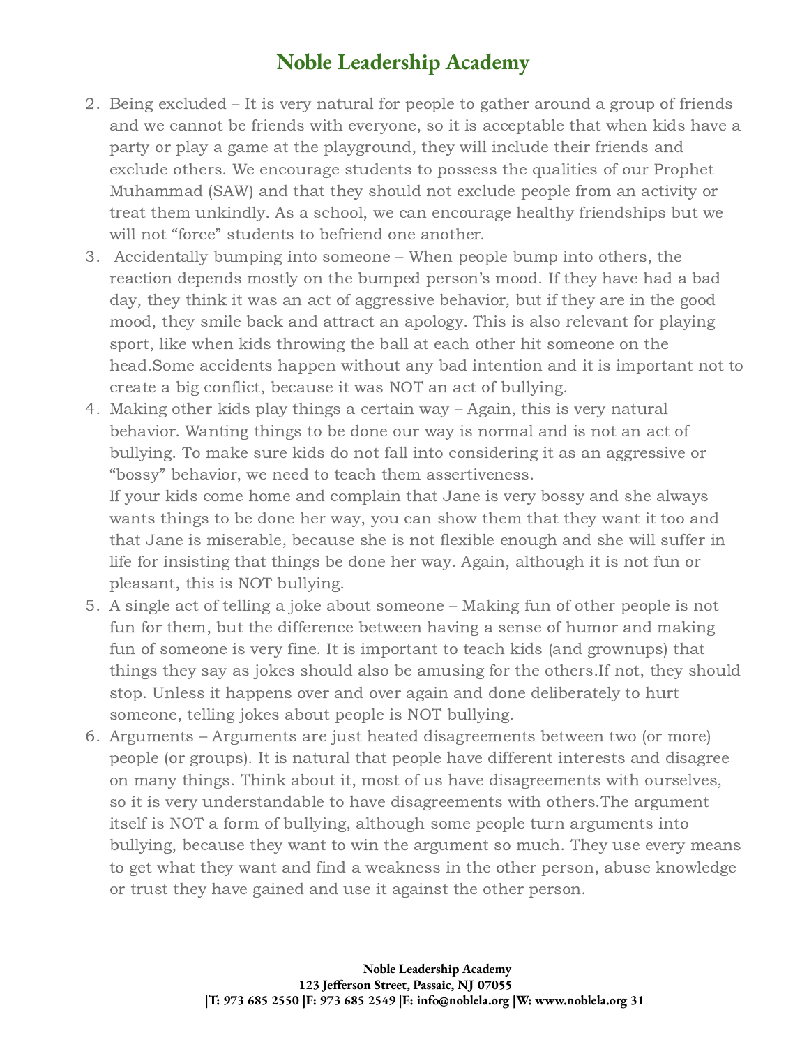2. Being excluded – It is very natural for people to gather around a group of friends and we cannot be friends with everyone, so it is acceptable that when kids have a party or play a game at the playground, they will include their friends and exclude others. We encourage students to possess the qualities of our Prophet Muhammad (SAW) and that they should not exclude people from an activity or treat them unkindly. As a school, we can encourage healthy friendships but we will not "force" students to befriend one another.
3. Accidentally bumping into someone – When people bump into others, the reaction depends mostly on the bumped person's mood. If they have had a bad day, they think it was an act of aggressive behavior, but if they are in the good mood, they smile back and attract an apology. This is also relevant for playing sport, like when kids throwing the ball at each other hit someone on the head.Some accidents happen without any bad intention and it is important not to create a big conflict, because it was NOT an act of bullying.
4. Making other kids play things a certain way – Again, this is very natural behavior. Wanting things to be done our way is normal and is not an act of bullying. To make sure kids do not fall into considering it as an aggressive or "bossy" behavior, we need to teach them assertiveness.
   If your kids come home and complain that Jane is very bossy and she always wants things to be done her way, you can show them that they want it too and that Jane is miserable, because she is not flexible enough and she will suffer in life for insisting that things be done her way. Again, although it is not fun or pleasant, this is NOT bullying.
5. A single act of telling a joke about someone – Making fun of other people is not fun for them, but the difference between having a sense of humor and making fun of someone is very fine. It is important to teach kids (and grownups) that things they say as jokes should also be amusing for the others.If not, they should stop. Unless it happens over and over again and done deliberately to hurt someone, telling jokes about people is NOT bullying.
6. Arguments – Arguments are just heated disagreements between two (or more) people (or groups). It is natural that people have different interests and disagree on many things. Think about it, most of us have disagreements with ourselves, so it is very understandable to have disagreements with others.The argument itself is NOT a form of bullying, although some people turn arguments into bullying, because they want to win the argument so much. They use every means to get what they want and find a weakness in the other person, abuse knowledge or trust they have gained and use it against the other person.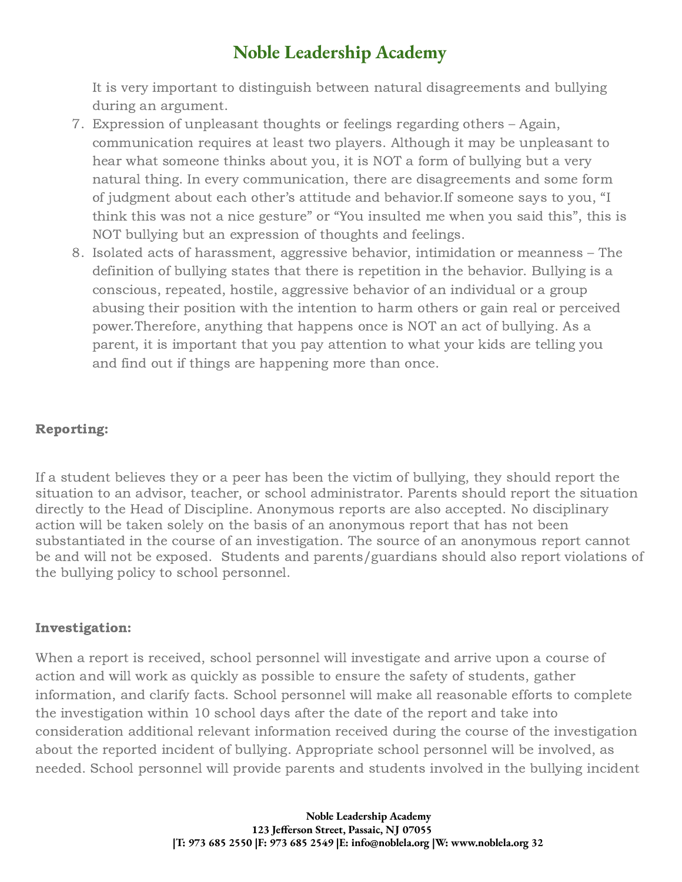It is very important to distinguish between natural disagreements and bullying during an argument.

7. Expression of unpleasant thoughts or feelings regarding others – Again, communication requires at least two players. Although it may be unpleasant to hear what someone thinks about you, it is NOT a form of bullying but a very natural thing. In every communication, there are disagreements and some form of judgment about each other's attitude and behavior.If someone says to you, "I think this was not a nice gesture" or "You insulted me when you said this", this is NOT bullying but an expression of thoughts and feelings.
8. Isolated acts of harassment, aggressive behavior, intimidation or meanness – The definition of bullying states that there is repetition in the behavior. Bullying is a conscious, repeated, hostile, aggressive behavior of an individual or a group abusing their position with the intention to harm others or gain real or perceived power.Therefore, anything that happens once is NOT an act of bullying. As a parent, it is important that you pay attention to what your kids are telling you and find out if things are happening more than once.

**Reporting:**

If a student believes they or a peer has been the victim of bullying, they should report the situation to an advisor, teacher, or school administrator. Parents should report the situation directly to the Head of Discipline. Anonymous reports are also accepted. No disciplinary action will be taken solely on the basis of an anonymous report that has not been substantiated in the course of an investigation. The source of an anonymous report cannot be and will not be exposed. Students and parents/guardians should also report violations of the bullying policy to school personnel.

**Investigation:**

When a report is received, school personnel will investigate and arrive upon a course of action and will work as quickly as possible to ensure the safety of students, gather information, and clarify facts. School personnel will make all reasonable efforts to complete the investigation within 10 school days after the date of the report and take into consideration additional relevant information received during the course of the investigation about the reported incident of bullying. Appropriate school personnel will be involved, as needed. School personnel will provide parents and students involved in the bullying incident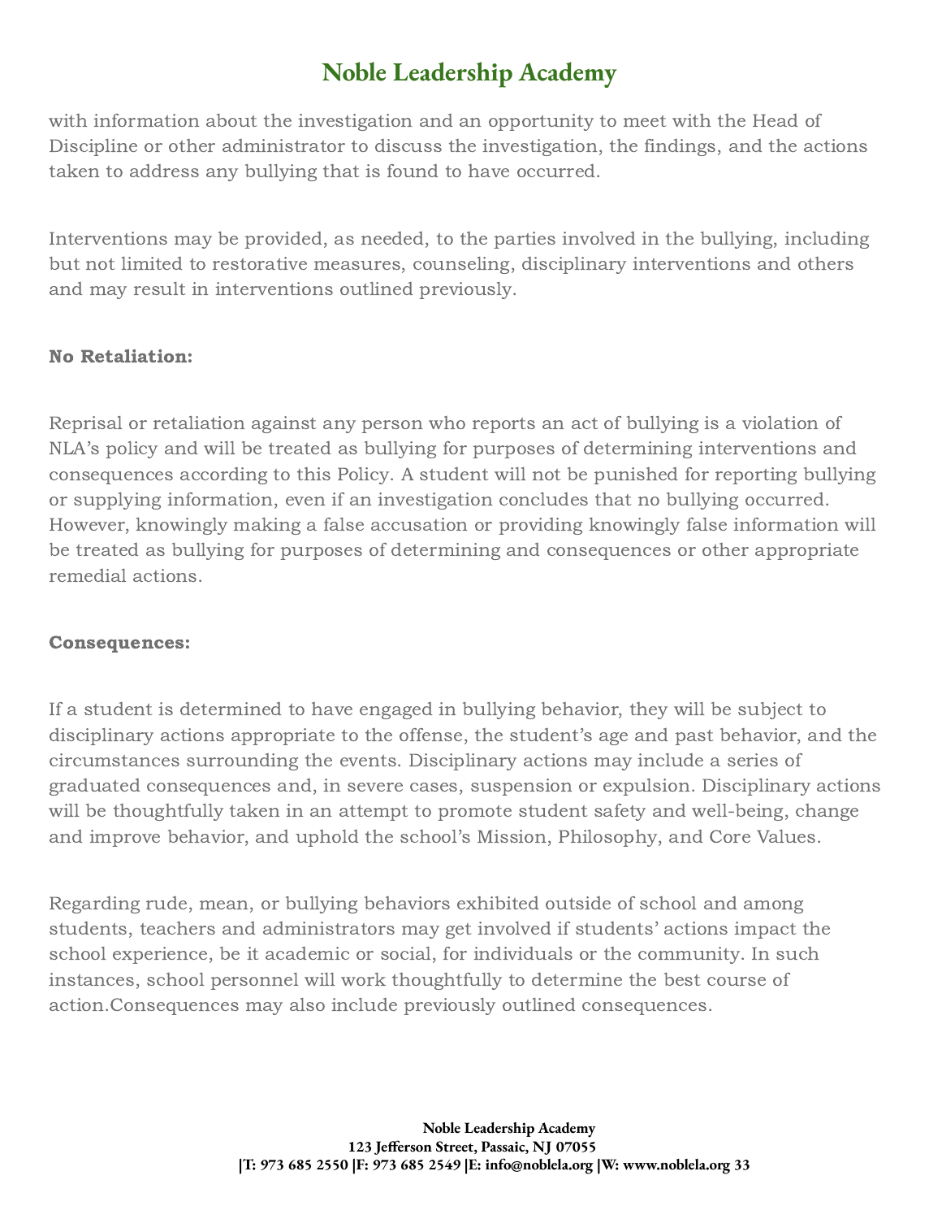with information about the investigation and an opportunity to meet with the Head of Discipline or other administrator to discuss the investigation, the findings, and the actions taken to address any bullying that is found to have occurred.

Interventions may be provided, as needed, to the parties involved in the bullying, including but not limited to restorative measures, counseling, disciplinary interventions and others and may result in interventions outlined previously.

**No Retaliation:**

Reprisal or retaliation against any person who reports an act of bullying is a violation of NLA's policy and will be treated as bullying for purposes of determining interventions and consequences according to this Policy. A student will not be punished for reporting bullying or supplying information, even if an investigation concludes that no bullying occurred. However, knowingly making a false accusation or providing knowingly false information will be treated as bullying for purposes of determining and consequences or other appropriate remedial actions.

**Consequences:**

If a student is determined to have engaged in bullying behavior, they will be subject to disciplinary actions appropriate to the offense, the student's age and past behavior, and the circumstances surrounding the events. Disciplinary actions may include a series of graduated consequences and, in severe cases, suspension or expulsion. Disciplinary actions will be thoughtfully taken in an attempt to promote student safety and well-being, change and improve behavior, and uphold the school's Mission, Philosophy, and Core Values.

Regarding rude, mean, or bullying behaviors exhibited outside of school and among students, teachers and administrators may get involved if students' actions impact the school experience, be it academic or social, for individuals or the community. In such instances, school personnel will work thoughtfully to determine the best course of action.Consequences may also include previously outlined consequences.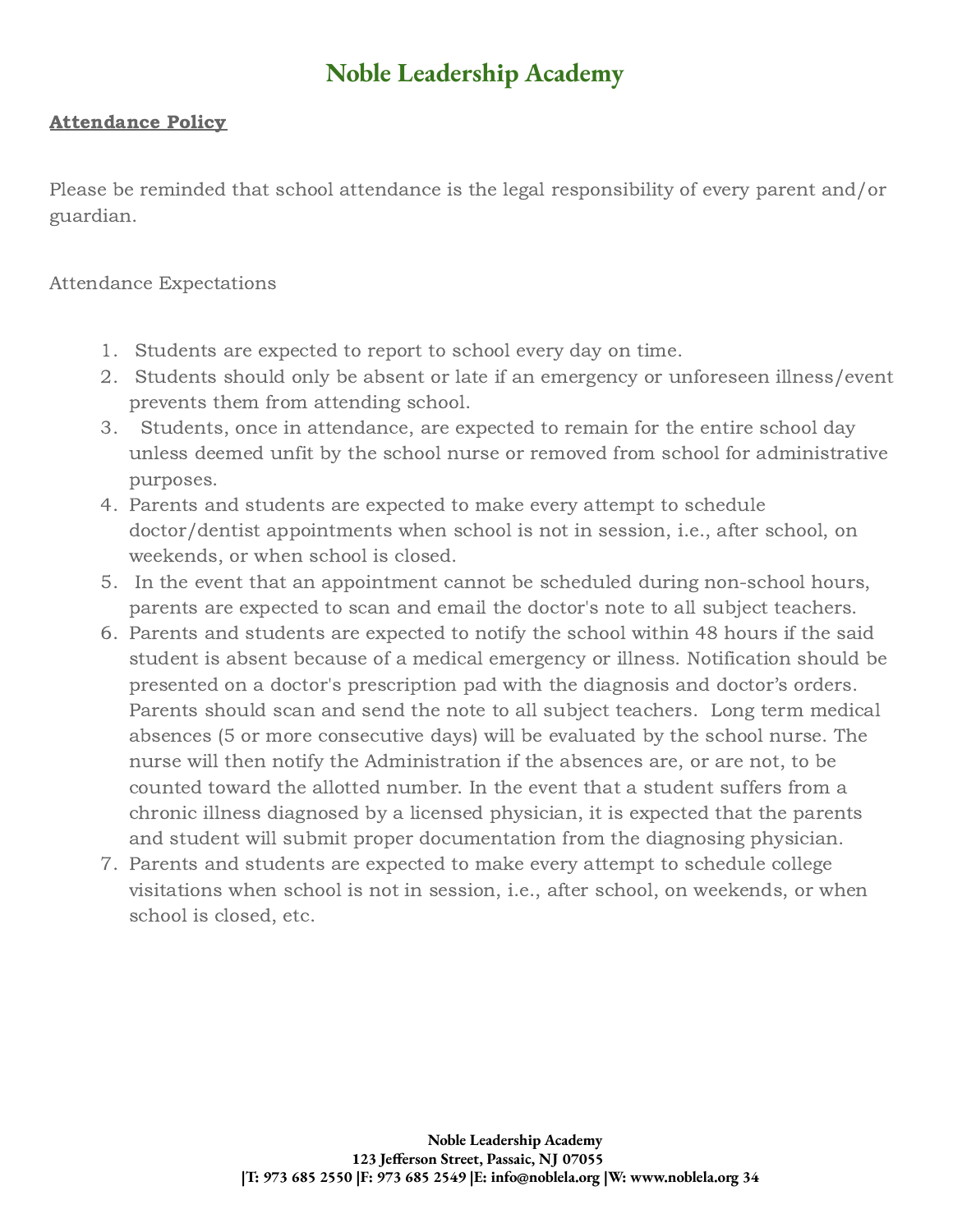# Noble Leadership Academy

**Attendance Policy**

Please be reminded that school attendance is the legal responsibility of every parent and/or guardian.

Attendance Expectations

1. Students are expected to report to school every day on time.
2. Students should only be absent or late if an emergency or unforeseen illness/event prevents them from attending school.
3. Students, once in attendance, are expected to remain for the entire school day unless deemed unfit by the school nurse or removed from school for administrative purposes.
4. Parents and students are expected to make every attempt to schedule doctor/dentist appointments when school is not in session, i.e., after school, on weekends, or when school is closed.
5. In the event that an appointment cannot be scheduled during non-school hours, parents are expected to scan and email the doctor's note to all subject teachers.
6. Parents and students are expected to notify the school within 48 hours if the said student is absent because of a medical emergency or illness. Notification should be presented on a doctor's prescription pad with the diagnosis and doctor's orders. Parents should scan and send the note to all subject teachers. Long term medical absences (5 or more consecutive days) will be evaluated by the school nurse. The nurse will then notify the Administration if the absences are, or are not, to be counted toward the allotted number. In the event that a student suffers from a chronic illness diagnosed by a licensed physician, it is expected that the parents and student will submit proper documentation from the diagnosing physician.
7. Parents and students are expected to make every attempt to schedule college visitations when school is not in session, i.e., after school, on weekends, or when school is closed, etc.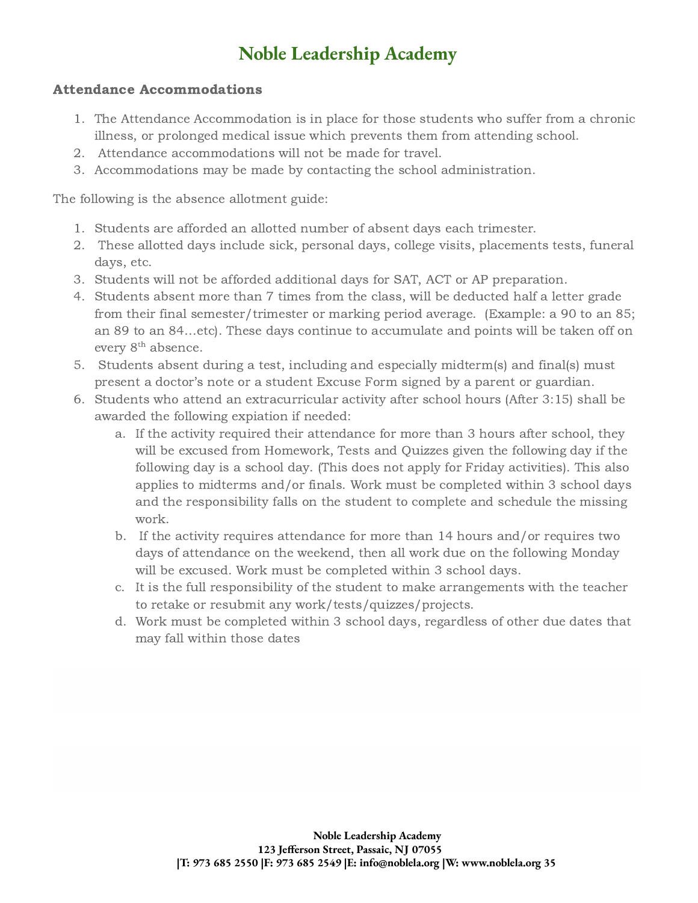# Noble Leadership Academy

### Attendance Accommodations

1. The Attendance Accommodation is in place for those students who suffer from a chronic illness, or prolonged medical issue which prevents them from attending school.
2. Attendance accommodations will not be made for travel.
3. Accommodations may be made by contacting the school administration.

The following is the absence allotment guide:

1. Students are afforded an allotted number of absent days each trimester.
2. These allotted days include sick, personal days, college visits, placements tests, funeral days, etc.
3. Students will not be afforded additional days for SAT, ACT or AP preparation.
4. Students absent more than 7 times from the class, will be deducted half a letter grade from their final semester/trimester or marking period average. (Example: a 90 to an 85; an 89 to an 84…etc). These days continue to accumulate and points will be taken off on every 8th absence.
5. Students absent during a test, including and especially midterm(s) and final(s) must present a doctor's note or a student Excuse Form signed by a parent or guardian.
6. Students who attend an extracurricular activity after school hours (After 3:15) shall be awarded the following expiation if needed:
   a. If the activity required their attendance for more than 3 hours after school, they will be excused from Homework, Tests and Quizzes given the following day if the following day is a school day. (This does not apply for Friday activities). This also applies to midterms and/or finals. Work must be completed within 3 school days and the responsibility falls on the student to complete and schedule the missing work.
   b. If the activity requires attendance for more than 14 hours and/or requires two days of attendance on the weekend, then all work due on the following Monday will be excused. Work must be completed within 3 school days.
   c. It is the full responsibility of the student to make arrangements with the teacher to retake or resubmit any work/tests/quizzes/projects.
   d. Work must be completed within 3 school days, regardless of other due dates that may fall within those dates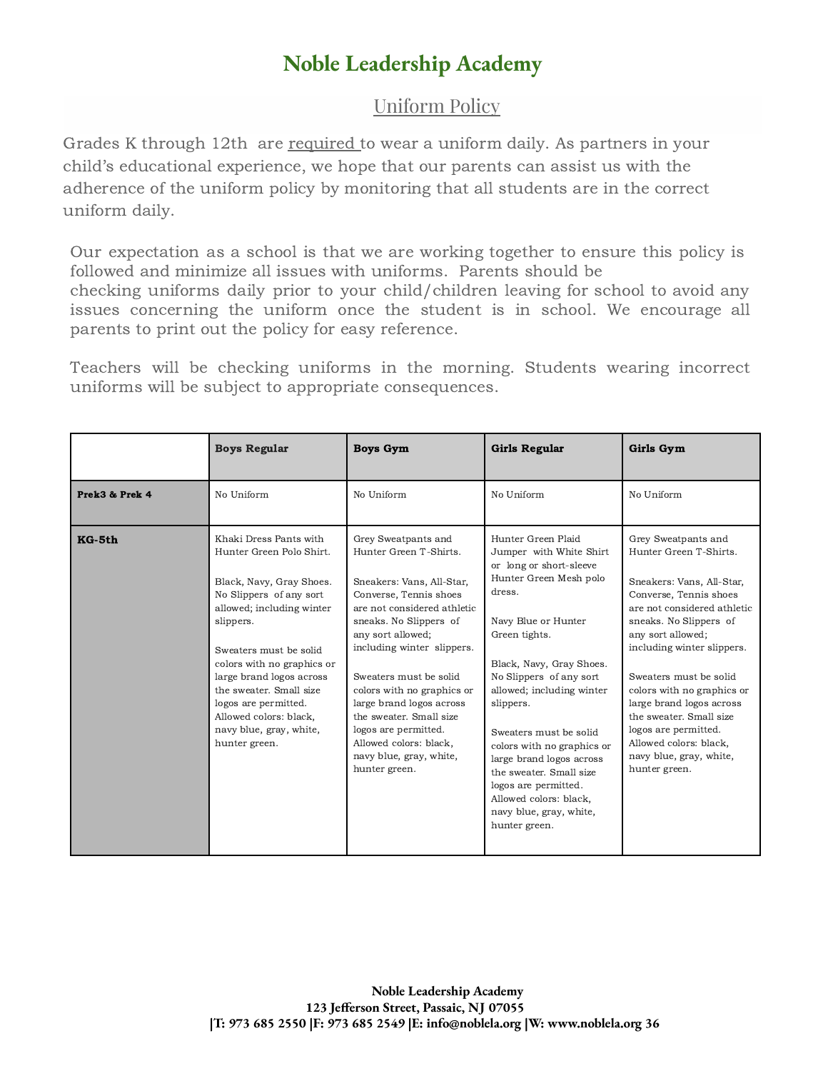# Noble Leadership Academy

## Uniform Policy

Grades K through 12th are required to wear a uniform daily. As partners in your child's educational experience, we hope that our parents can assist us with the adherence of the uniform policy by monitoring that all students are in the correct uniform daily.

Our expectation as a school is that we are working together to ensure this policy is followed and minimize all issues with uniforms. Parents should be checking uniforms daily prior to your child/children leaving for school to avoid any issues concerning the uniform once the student is in school. We encourage all parents to print out the policy for easy reference.

Teachers will be checking uniforms in the morning. Students wearing incorrect uniforms will be subject to appropriate consequences.

| | **Boys Regular** | **Boys Gym** | **Girls Regular** | **Girls Gym** |
|---|---|---|---|---|
| **Prek3 & Prek 4** | No Uniform | No Uniform | No Uniform | No Uniform |
| **KG-5th** | Khaki Dress Pants with Hunter Green Polo Shirt.<br><br>Black, Navy, Gray Shoes. No Slippers of any sort allowed; including winter slippers.<br><br>Sweaters must be solid colors with no graphics or large brand logos across the sweater. Small size logos are permitted. Allowed colors: black, navy blue, gray, white, hunter green. | Grey Sweatpants and Hunter Green T-Shirts.<br><br>Sneakers: Vans, All-Star, Converse, Tennis shoes are not considered athletic sneaks. No Slippers of any sort allowed; including winter slippers.<br><br>Sweaters must be solid colors with no graphics or large brand logos across the sweater. Small size logos are permitted. Allowed colors: black, navy blue, gray, white, hunter green. | Hunter Green Plaid Jumper with White Shirt or long or short-sleeve Hunter Green Mesh polo dress.<br><br>Navy Blue or Hunter Green tights.<br><br>Black, Navy, Gray Shoes. No Slippers of any sort allowed; including winter slippers.<br><br>Sweaters must be solid colors with no graphics or large brand logos across the sweater. Small size logos are permitted. Allowed colors: black, navy blue, gray, white, hunter green. | Grey Sweatpants and Hunter Green T-Shirts.<br><br>Sneakers: Vans, All-Star, Converse, Tennis shoes are not considered athletic sneaks. No Slippers of any sort allowed; including winter slippers.<br><br>Sweaters must be solid colors with no graphics or large brand logos across the sweater. Small size logos are permitted. Allowed colors: black, navy blue, gray, white, hunter green. |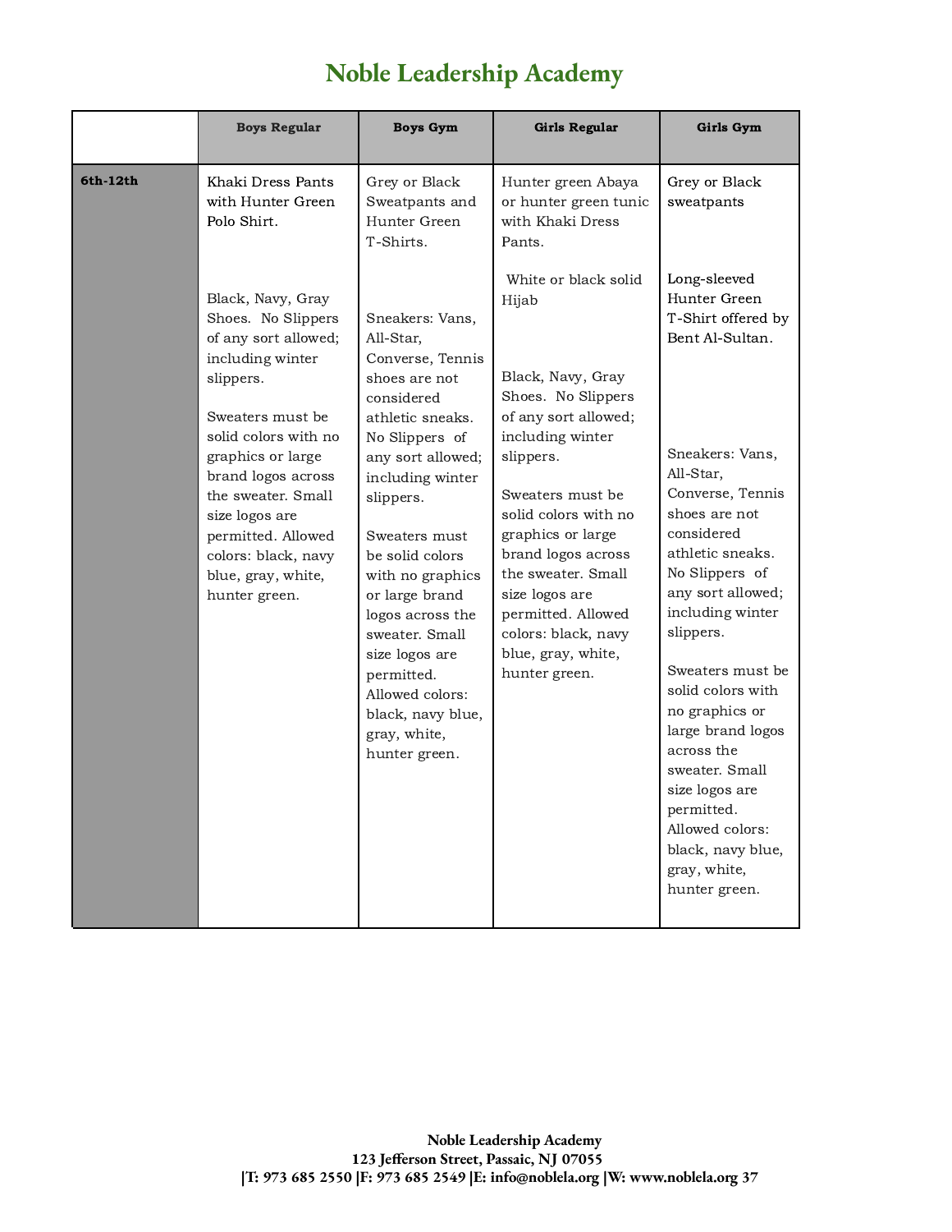# Noble Leadership Academy

| | Boys Regular | Boys Gym | Girls Regular | Girls Gym |
|---|---|---|---|---|
| 6th-12th | Khaki Dress Pants with Hunter Green Polo Shirt.<br><br>Black, Navy, Gray Shoes. No Slippers of any sort allowed; including winter slippers.<br><br>Sweaters must be solid colors with no graphics or large brand logos across the sweater. Small size logos are permitted. Allowed colors: black, navy blue, gray, white, hunter green. | Grey or Black Sweatpants and Hunter Green T-Shirts.<br><br>Sneakers: Vans, All-Star, Converse, Tennis shoes are not considered athletic sneaks. No Slippers of any sort allowed; including winter slippers.<br><br>Sweaters must be solid colors with no graphics or large brand logos across the sweater. Small size logos are permitted. Allowed colors: black, navy blue, gray, white, hunter green. | Hunter green Abaya or hunter green tunic with Khaki Dress Pants.<br><br>White or black solid Hijab<br><br>Black, Navy, Gray Shoes. No Slippers of any sort allowed; including winter slippers.<br><br>Sweaters must be solid colors with no graphics or large brand logos across the sweater. Small size logos are permitted. Allowed colors: black, navy blue, gray, white, hunter green. | Grey or Black sweatpants<br><br>Long-sleeved Hunter Green T-Shirt offered by Bent Al-Sultan.<br><br>Sneakers: Vans, All-Star, Converse, Tennis shoes are not considered athletic sneaks. No Slippers of any sort allowed; including winter slippers.<br><br>Sweaters must be solid colors with no graphics or large brand logos across the sweater. Small size logos are permitted. Allowed colors: black, navy blue, gray, white, hunter green. |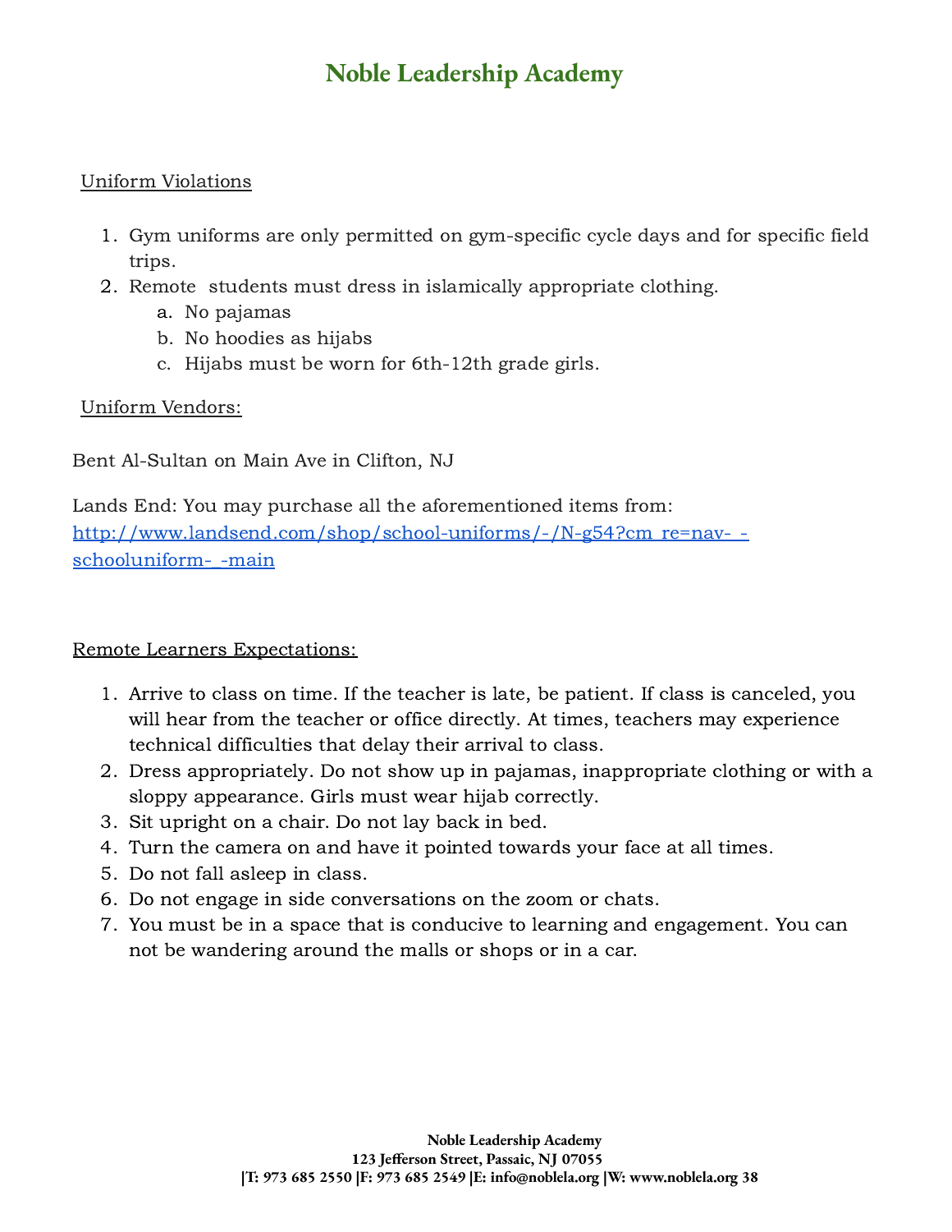# Noble Leadership Academy

Uniform Violations

1. Gym uniforms are only permitted on gym-specific cycle days and for specific field trips.
2. Remote students must dress in islamically appropriate clothing.
   a. No pajamas
   b. No hoodies as hijabs
   c. Hijabs must be worn for 6th-12th grade girls.

Uniform Vendors:

Bent Al-Sultan on Main Ave in Clifton, NJ

Lands End: You may purchase all the aforementioned items from: [http://www.landsend.com/shop/school-uniforms/-/N-g54?cm_re=nav-_-schooluniform-_-main](http://www.landsend.com/shop/school-uniforms/-/N-g54?cm_re=nav-_-schooluniform-_-main)

Remote Learners Expectations:

1. Arrive to class on time. If the teacher is late, be patient. If class is canceled, you will hear from the teacher or office directly. At times, teachers may experience technical difficulties that delay their arrival to class.
2. Dress appropriately. Do not show up in pajamas, inappropriate clothing or with a sloppy appearance. Girls must wear hijab correctly.
3. Sit upright on a chair. Do not lay back in bed.
4. Turn the camera on and have it pointed towards your face at all times.
5. Do not fall asleep in class.
6. Do not engage in side conversations on the zoom or chats.
7. You must be in a space that is conducive to learning and engagement. You can not be wandering around the malls or shops or in a car.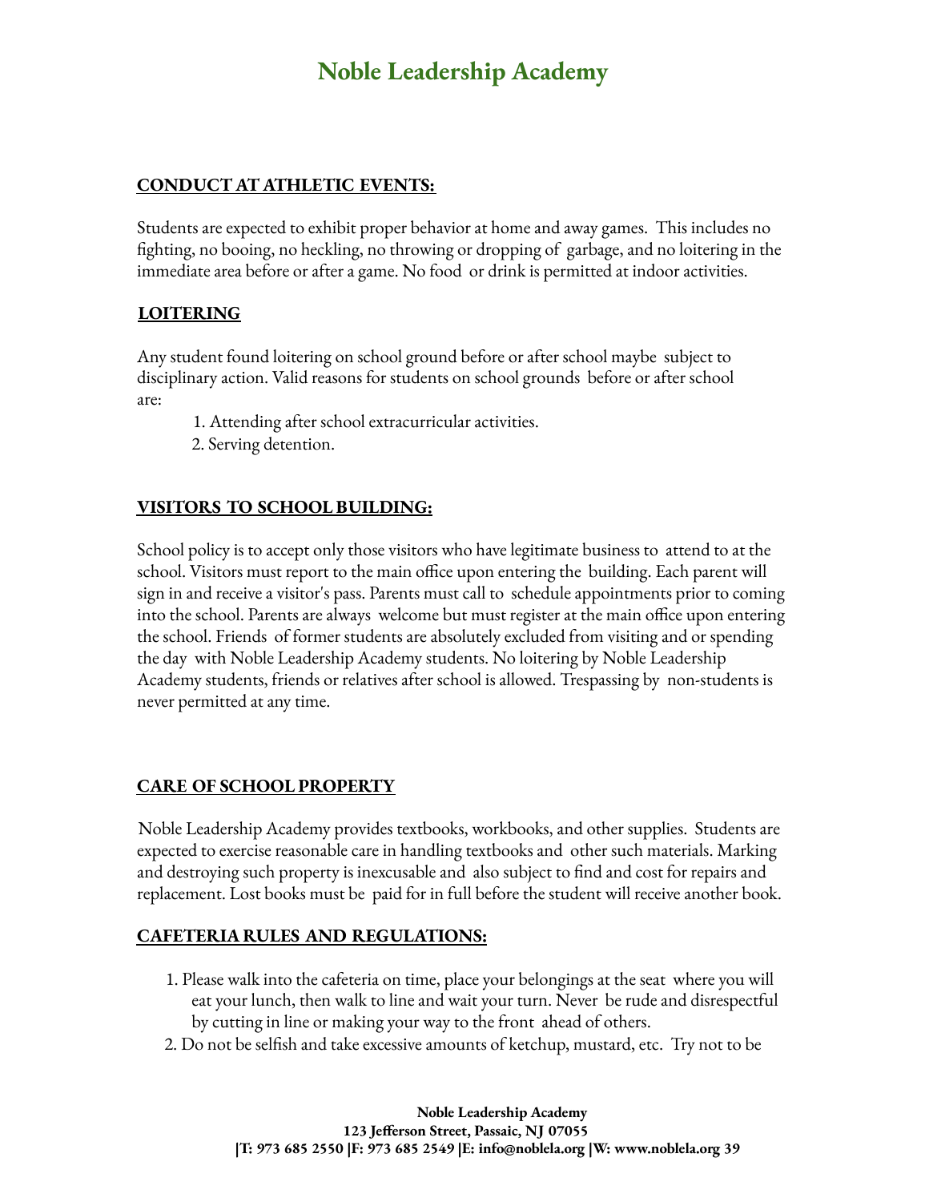## CONDUCT AT ATHLETIC EVENTS:

Students are expected to exhibit proper behavior at home and away games. This includes no fighting, no booing, no heckling, no throwing or dropping of garbage, and no loitering in the immediate area before or after a game. No food or drink is permitted at indoor activities.

## LOITERING

Any student found loitering on school ground before or after school maybe subject to disciplinary action. Valid reasons for students on school grounds before or after school are:

1. Attending after school extracurricular activities.
2. Serving detention.

## VISITORS TO SCHOOL BUILDING:

School policy is to accept only those visitors who have legitimate business to attend to at the school. Visitors must report to the main office upon entering the building. Each parent will sign in and receive a visitor's pass. Parents must call to schedule appointments prior to coming into the school. Parents are always welcome but must register at the main office upon entering the school. Friends of former students are absolutely excluded from visiting and or spending the day with Noble Leadership Academy students. No loitering by Noble Leadership Academy students, friends or relatives after school is allowed. Trespassing by non-students is never permitted at any time.

## CARE OF SCHOOL PROPERTY

Noble Leadership Academy provides textbooks, workbooks, and other supplies. Students are expected to exercise reasonable care in handling textbooks and other such materials. Marking and destroying such property is inexcusable and also subject to find and cost for repairs and replacement. Lost books must be paid for in full before the student will receive another book.

## CAFETERIA RULES AND REGULATIONS:

1. Please walk into the cafeteria on time, place your belongings at the seat where you will eat your lunch, then walk to line and wait your turn. Never be rude and disrespectful by cutting in line or making your way to the front ahead of others.
2. Do not be selfish and take excessive amounts of ketchup, mustard, etc. Try not to be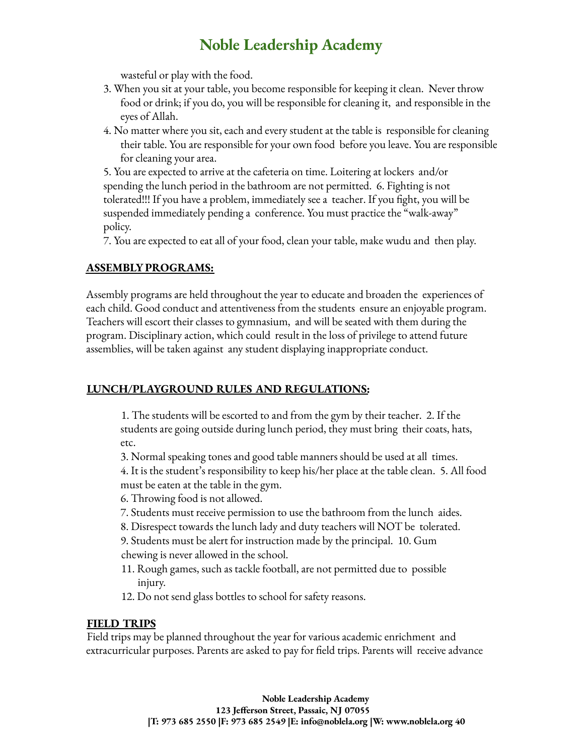wasteful or play with the food.

3. When you sit at your table, you become responsible for keeping it clean. Never throw food or drink; if you do, you will be responsible for cleaning it, and responsible in the eyes of Allah.
4. No matter where you sit, each and every student at the table is responsible for cleaning their table. You are responsible for your own food before you leave. You are responsible for cleaning your area.
5. You are expected to arrive at the cafeteria on time. Loitering at lockers and/or spending the lunch period in the bathroom are not permitted.
6. Fighting is not tolerated!!! If you have a problem, immediately see a teacher. If you fight, you will be suspended immediately pending a conference. You must practice the "walk-away" policy.
7. You are expected to eat all of your food, clean your table, make wudu and then play.

**ASSEMBLY PROGRAMS:**

Assembly programs are held throughout the year to educate and broaden the experiences of each child. Good conduct and attentiveness from the students ensure an enjoyable program. Teachers will escort their classes to gymnasium, and will be seated with them during the program. Disciplinary action, which could result in the loss of privilege to attend future assemblies, will be taken against any student displaying inappropriate conduct.

**LUNCH/PLAYGROUND RULES AND REGULATIONS:**

1. The students will be escorted to and from the gym by their teacher.
2. If the students are going outside during lunch period, they must bring their coats, hats, etc.
3. Normal speaking tones and good table manners should be used at all times.
4. It is the student's responsibility to keep his/her place at the table clean.
5. All food must be eaten at the table in the gym.
6. Throwing food is not allowed.
7. Students must receive permission to use the bathroom from the lunch aides.
8. Disrespect towards the lunch lady and duty teachers will NOT be tolerated.
9. Students must be alert for instruction made by the principal.
10. Gum chewing is never allowed in the school.
11. Rough games, such as tackle football, are not permitted due to possible injury.
12. Do not send glass bottles to school for safety reasons.

**FIELD TRIPS**

Field trips may be planned throughout the year for various academic enrichment and extracurricular purposes. Parents are asked to pay for field trips. Parents will receive advance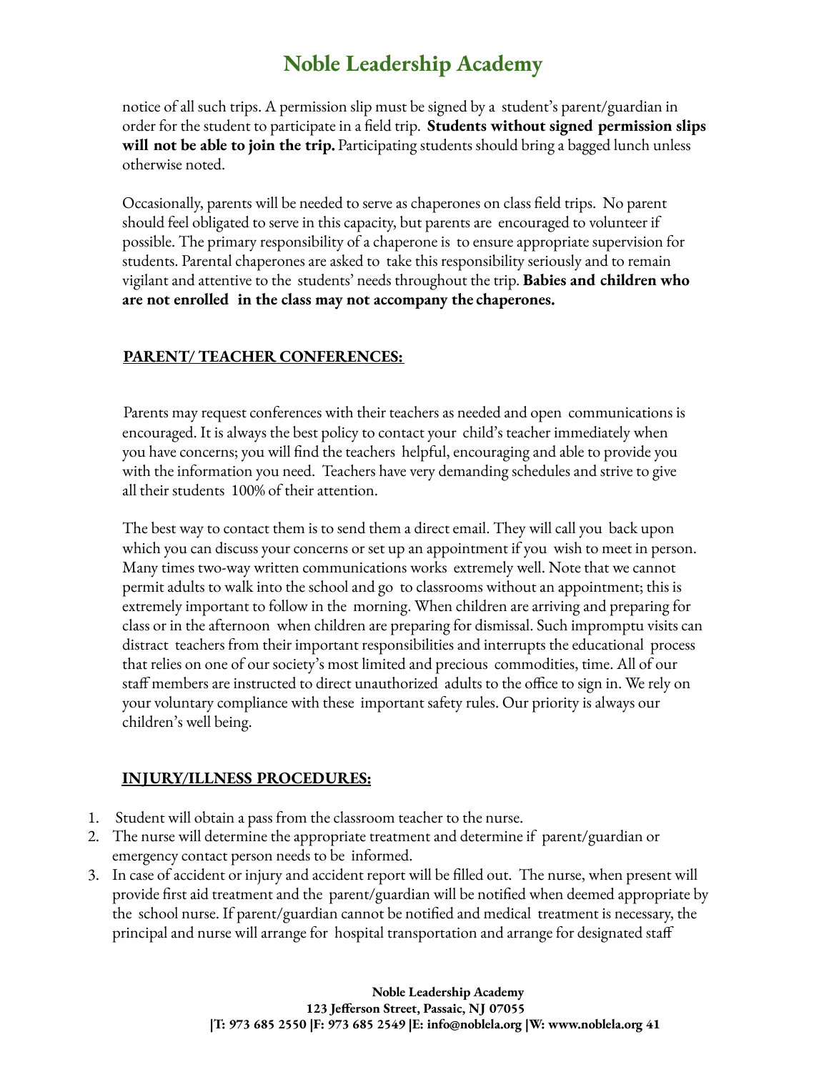notice of all such trips. A permission slip must be signed by a student's parent/guardian in order for the student to participate in a field trip. **Students without signed permission slips will not be able to join the trip.** Participating students should bring a bagged lunch unless otherwise noted.

Occasionally, parents will be needed to serve as chaperones on class field trips. No parent should feel obligated to serve in this capacity, but parents are encouraged to volunteer if possible. The primary responsibility of a chaperone is to ensure appropriate supervision for students. Parental chaperones are asked to take this responsibility seriously and to remain vigilant and attentive to the students' needs throughout the trip. **Babies and children who are not enrolled in the class may not accompany the chaperones.**

## **PARENT/ TEACHER CONFERENCES:**

Parents may request conferences with their teachers as needed and open communications is encouraged. It is always the best policy to contact your child's teacher immediately when you have concerns; you will find the teachers helpful, encouraging and able to provide you with the information you need. Teachers have very demanding schedules and strive to give all their students 100% of their attention.

The best way to contact them is to send them a direct email. They will call you back upon which you can discuss your concerns or set up an appointment if you wish to meet in person. Many times two-way written communications works extremely well. Note that we cannot permit adults to walk into the school and go to classrooms without an appointment; this is extremely important to follow in the morning. When children are arriving and preparing for class or in the afternoon when children are preparing for dismissal. Such impromptu visits can distract teachers from their important responsibilities and interrupts the educational process that relies on one of our society's most limited and precious commodities, time. All of our staff members are instructed to direct unauthorized adults to the office to sign in. We rely on your voluntary compliance with these important safety rules. Our priority is always our children's well being.

## **INJURY/ILLNESS PROCEDURES:**

1. Student will obtain a pass from the classroom teacher to the nurse.
2. The nurse will determine the appropriate treatment and determine if parent/guardian or emergency contact person needs to be informed.
3. In case of accident or injury and accident report will be filled out. The nurse, when present will provide first aid treatment and the parent/guardian will be notified when deemed appropriate by the school nurse. If parent/guardian cannot be notified and medical treatment is necessary, the principal and nurse will arrange for hospital transportation and arrange for designated staff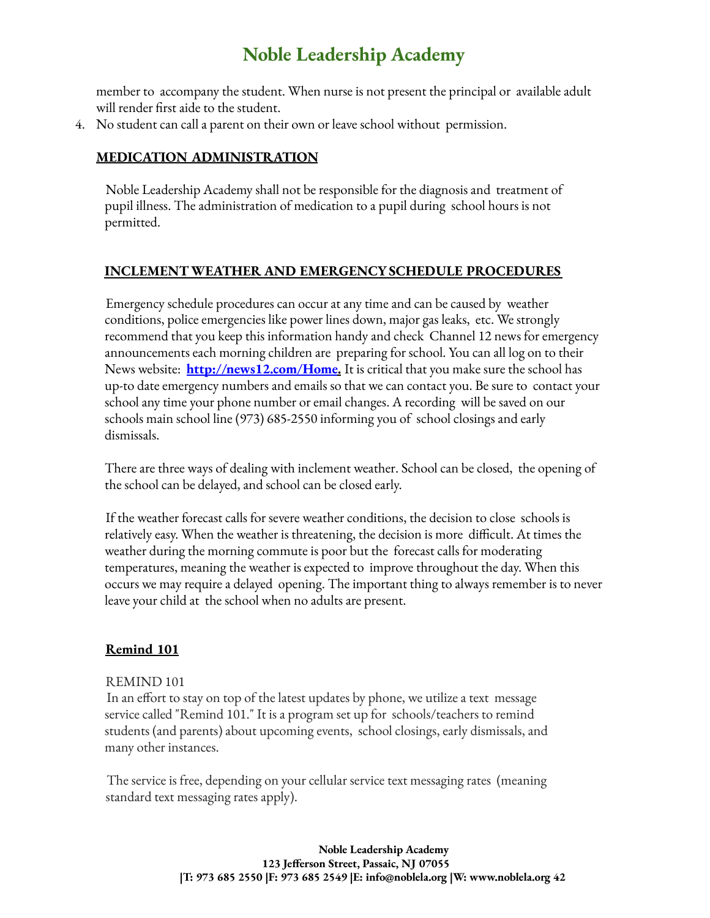member to accompany the student. When nurse is not present the principal or available adult will render first aide to the student.

4. No student can call a parent on their own or leave school without permission.

## MEDICATION ADMINISTRATION

Noble Leadership Academy shall not be responsible for the diagnosis and treatment of pupil illness. The administration of medication to a pupil during school hours is not permitted.

## INCLEMENT WEATHER AND EMERGENCY SCHEDULE PROCEDURES

Emergency schedule procedures can occur at any time and can be caused by weather conditions, police emergencies like power lines down, major gas leaks, etc. We strongly recommend that you keep this information handy and check Channel 12 news for emergency announcements each morning children are preparing for school. You can all log on to their News website: **http://news12.com/Home.** It is critical that you make sure the school has up-to date emergency numbers and emails so that we can contact you. Be sure to contact your school any time your phone number or email changes. A recording will be saved on our schools main school line (973) 685-2550 informing you of school closings and early dismissals.

There are three ways of dealing with inclement weather. School can be closed, the opening of the school can be delayed, and school can be closed early.

If the weather forecast calls for severe weather conditions, the decision to close schools is relatively easy. When the weather is threatening, the decision is more difficult. At times the weather during the morning commute is poor but the forecast calls for moderating temperatures, meaning the weather is expected to improve throughout the day. When this occurs we may require a delayed opening. The important thing to always remember is to never leave your child at the school when no adults are present.

## Remind 101

REMIND 101

In an effort to stay on top of the latest updates by phone, we utilize a text message service called "Remind 101." It is a program set up for schools/teachers to remind students (and parents) about upcoming events, school closings, early dismissals, and many other instances.

The service is free, depending on your cellular service text messaging rates (meaning standard text messaging rates apply).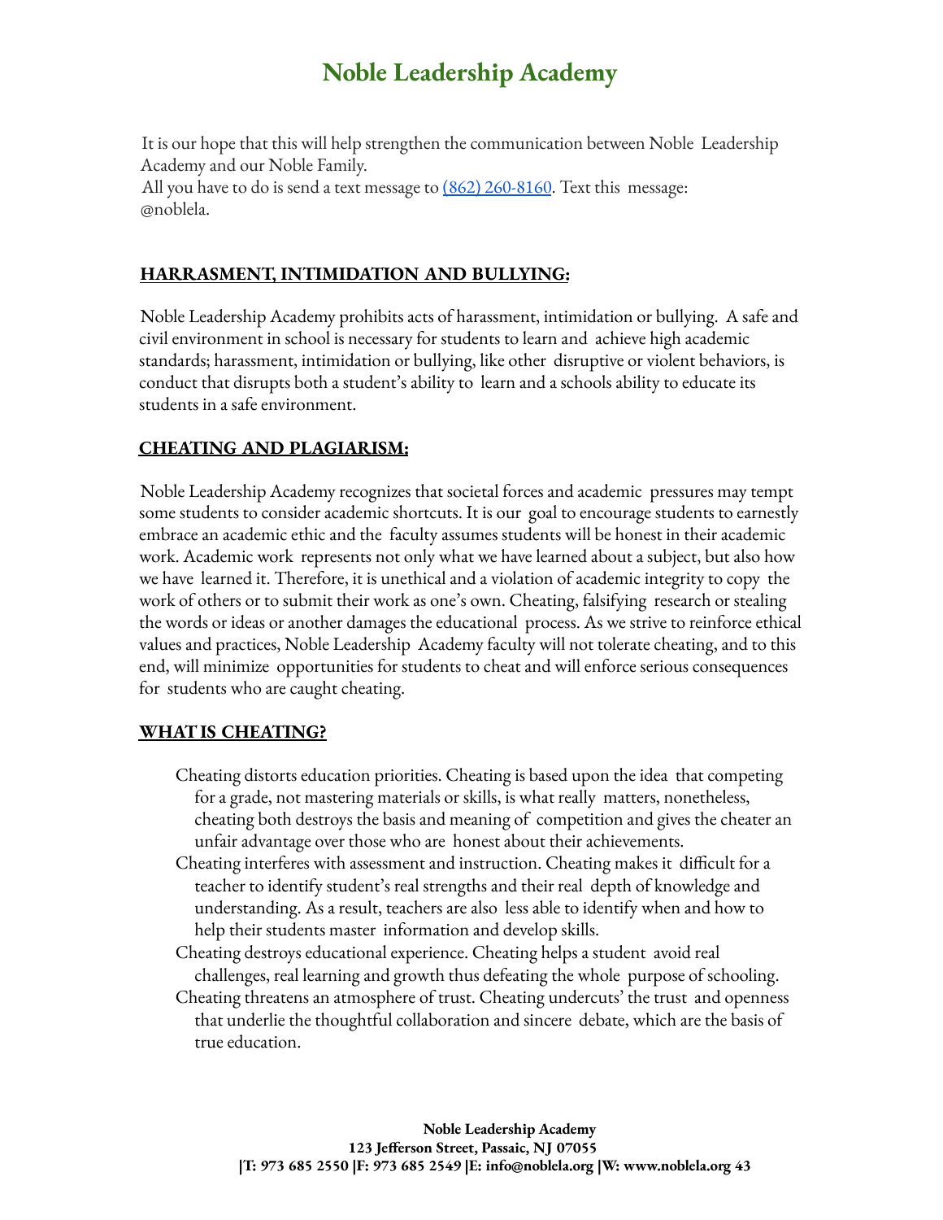# Noble Leadership Academy

It is our hope that this will help strengthen the communication between Noble Leadership Academy and our Noble Family.
All you have to do is send a text message to (862) 260-8160. Text this message: @noblela.

## HARRASMENT, INTIMIDATION AND BULLYING:

Noble Leadership Academy prohibits acts of harassment, intimidation or bullying. A safe and civil environment in school is necessary for students to learn and achieve high academic standards; harassment, intimidation or bullying, like other disruptive or violent behaviors, is conduct that disrupts both a student's ability to learn and a schools ability to educate its students in a safe environment.

## CHEATING AND PLAGIARISM:

Noble Leadership Academy recognizes that societal forces and academic pressures may tempt some students to consider academic shortcuts. It is our goal to encourage students to earnestly embrace an academic ethic and the faculty assumes students will be honest in their academic work. Academic work represents not only what we have learned about a subject, but also how we have learned it. Therefore, it is unethical and a violation of academic integrity to copy the work of others or to submit their work as one's own. Cheating, falsifying research or stealing the words or ideas or another damages the educational process. As we strive to reinforce ethical values and practices, Noble Leadership Academy faculty will not tolerate cheating, and to this end, will minimize opportunities for students to cheat and will enforce serious consequences for students who are caught cheating.

## WHAT IS CHEATING?

- Cheating distorts education priorities. Cheating is based upon the idea that competing for a grade, not mastering materials or skills, is what really matters, nonetheless, cheating both destroys the basis and meaning of competition and gives the cheater an unfair advantage over those who are honest about their achievements.
- Cheating interferes with assessment and instruction. Cheating makes it difficult for a teacher to identify student's real strengths and their real depth of knowledge and understanding. As a result, teachers are also less able to identify when and how to help their students master information and develop skills.
- Cheating destroys educational experience. Cheating helps a student avoid real challenges, real learning and growth thus defeating the whole purpose of schooling.
- Cheating threatens an atmosphere of trust. Cheating undercuts' the trust and openness that underlie the thoughtful collaboration and sincere debate, which are the basis of true education.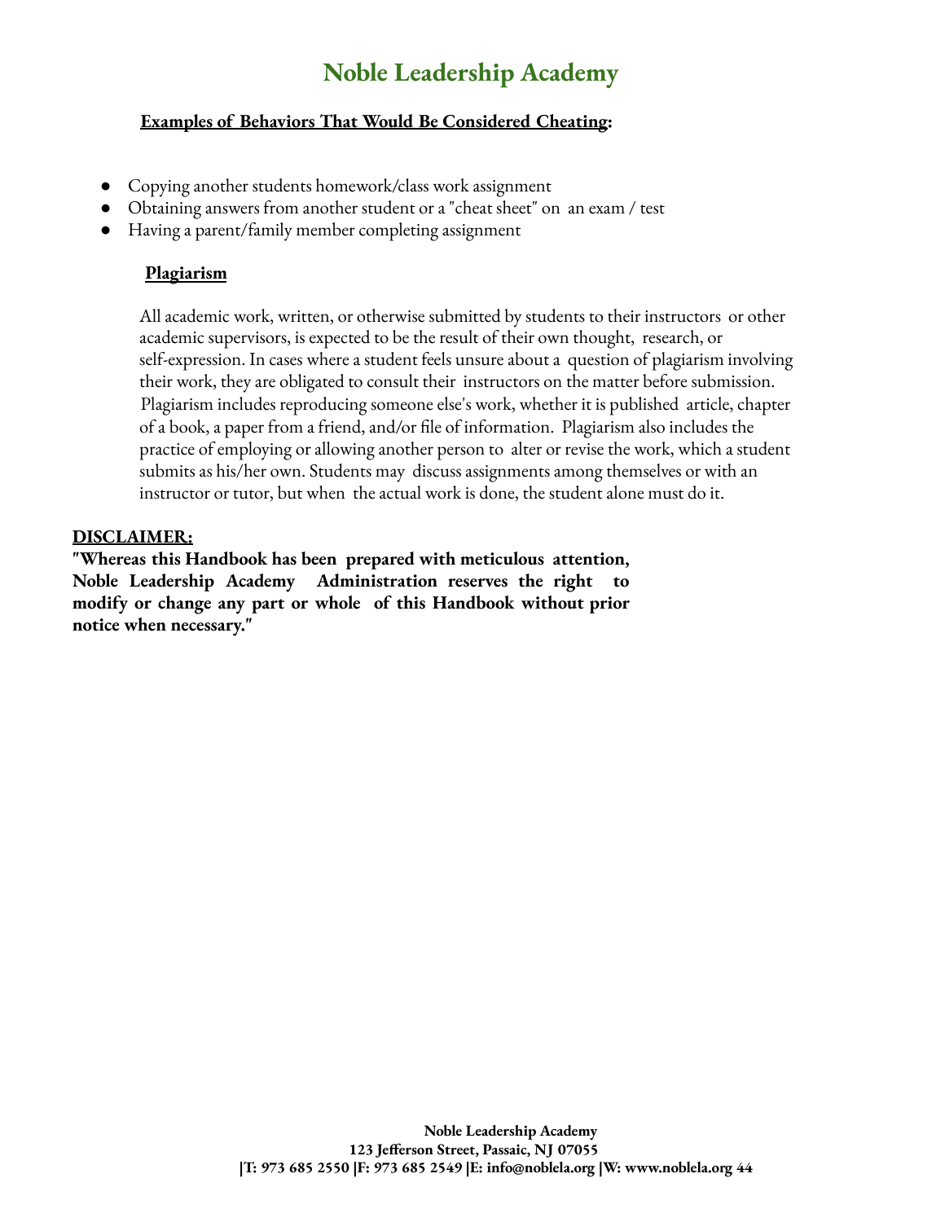**Examples of Behaviors That Would Be Considered Cheating:**

- Copying another students homework/class work assignment
- Obtaining answers from another student or a "cheat sheet" on an exam / test
- Having a parent/family member completing assignment

**Plagiarism**

All academic work, written, or otherwise submitted by students to their instructors or other academic supervisors, is expected to be the result of their own thought, research, or self-expression. In cases where a student feels unsure about a question of plagiarism involving their work, they are obligated to consult their instructors on the matter before submission. Plagiarism includes reproducing someone else's work, whether it is published article, chapter of a book, a paper from a friend, and/or file of information. Plagiarism also includes the practice of employing or allowing another person to alter or revise the work, which a student submits as his/her own. Students may discuss assignments among themselves or with an instructor or tutor, but when the actual work is done, the student alone must do it.

**DISCLAIMER:**

**"Whereas this Handbook has been prepared with meticulous attention, Noble Leadership Academy Administration reserves the right to modify or change any part or whole of this Handbook without prior notice when necessary."**